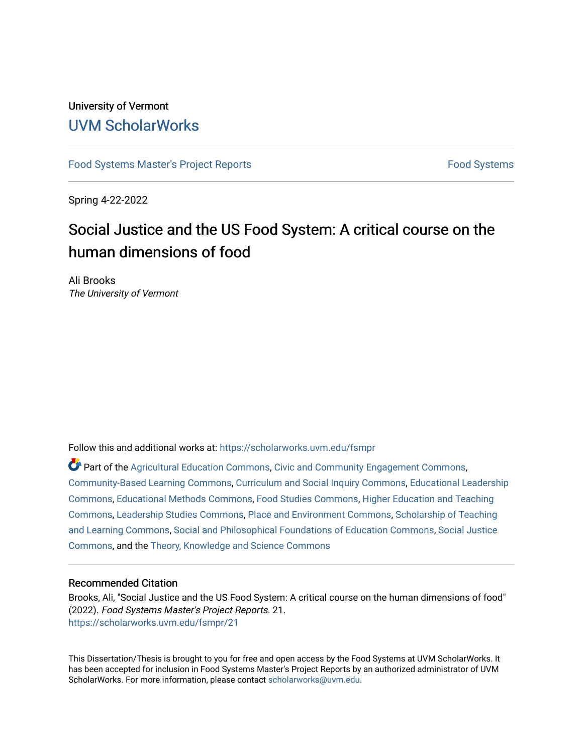University of Vermont

# UVM ScholarWorks

Food Systems Master's Project Reports | Food Systems

Spring 4-22-2022

# Social Justice and the US Food System: A critical course on the human dimensions of food

Ali Brooks
*The University of Vermont*

Follow this and additional works at: https://scholarworks.uvm.edu/fsmpr

Part of the Agricultural Education Commons, Civic and Community Engagement Commons, Community-Based Learning Commons, Curriculum and Social Inquiry Commons, Educational Leadership Commons, Educational Methods Commons, Food Studies Commons, Higher Education and Teaching Commons, Leadership Studies Commons, Place and Environment Commons, Scholarship of Teaching and Learning Commons, Social and Philosophical Foundations of Education Commons, Social Justice Commons, and the Theory, Knowledge and Science Commons

## Recommended Citation

Brooks, Ali, "Social Justice and the US Food System: A critical course on the human dimensions of food" (2022). *Food Systems Master's Project Reports*. 21.
https://scholarworks.uvm.edu/fsmpr/21

This Dissertation/Thesis is brought to you for free and open access by the Food Systems at UVM ScholarWorks. It has been accepted for inclusion in Food Systems Master's Project Reports by an authorized administrator of UVM ScholarWorks. For more information, please contact scholarworks@uvm.edu.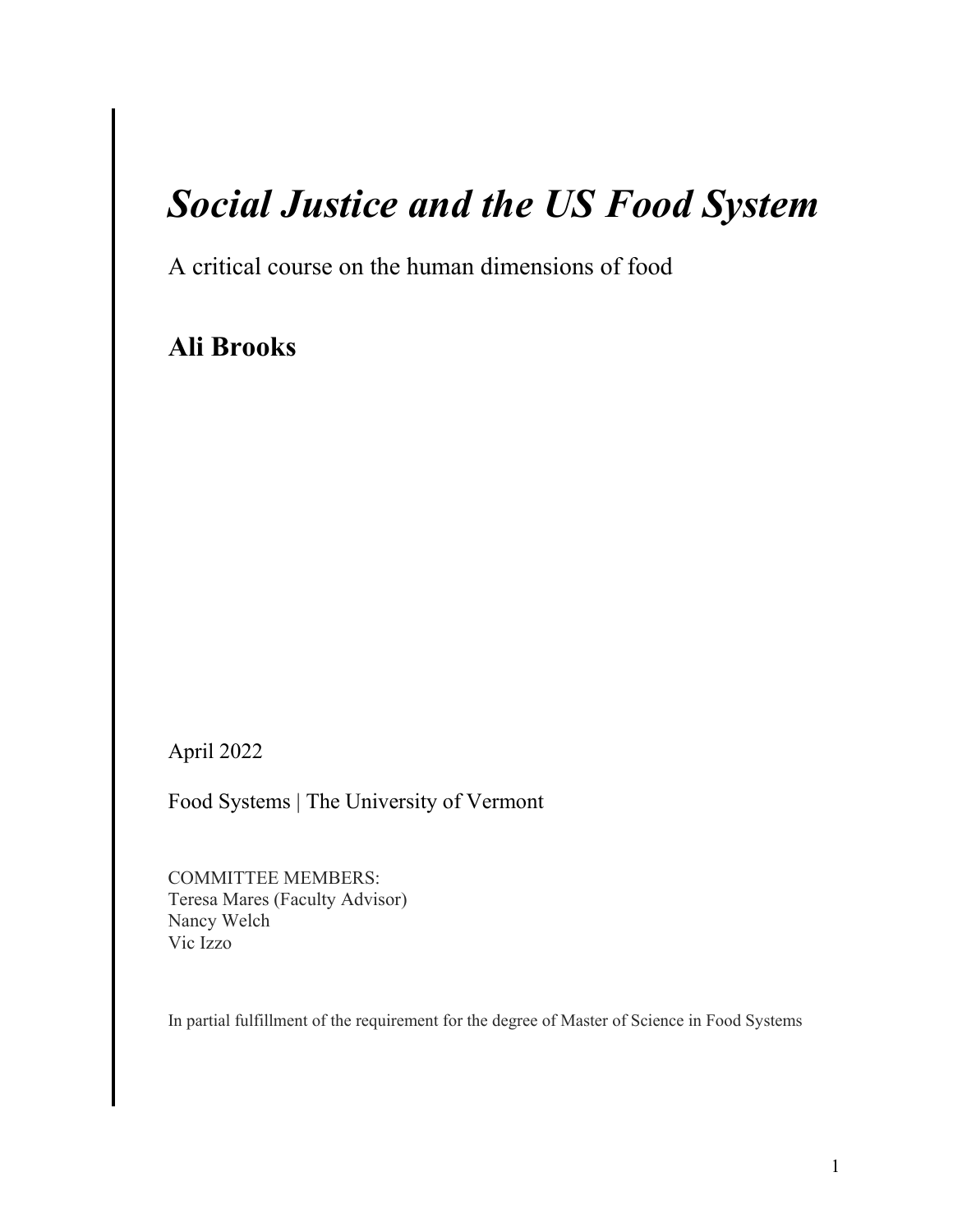# *Social Justice and the US Food System*

A critical course on the human dimensions of food

## Ali Brooks

April 2022

Food Systems | The University of Vermont

COMMITTEE MEMBERS:
Teresa Mares (Faculty Advisor)
Nancy Welch
Vic Izzo

In partial fulfillment of the requirement for the degree of Master of Science in Food Systems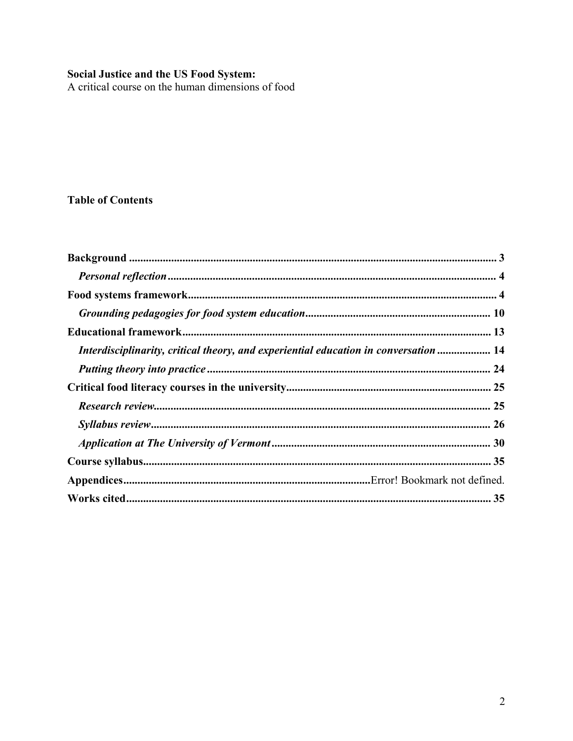**Social Justice and the US Food System:**
A critical course on the human dimensions of food

**Table of Contents**

**Background** .................................................................................................................. 3
  ***Personal reflection*** ...................................................................................................... 4
**Food systems framework** ............................................................................................. 4
  ***Grounding pedagogies for food system education*** ................................................... 10
**Educational framework** ............................................................................................... 13
  ***Interdisciplinarity, critical theory, and experiential education in conversation*** ................... 14
  ***Putting theory into practice*** ..................................................................................... 24
**Critical food literacy courses in the university** ............................................................ 25
  ***Research review*** ......................................................................................................... 25
  ***Syllabus review*** ......................................................................................................... 26
  ***Application at The University of Vermont*** ............................................................... 30
**Course syllabus** ............................................................................................................ 35
**Appendices** ........................................................................Error! Bookmark not defined.
**Works cited** .................................................................................................................. 35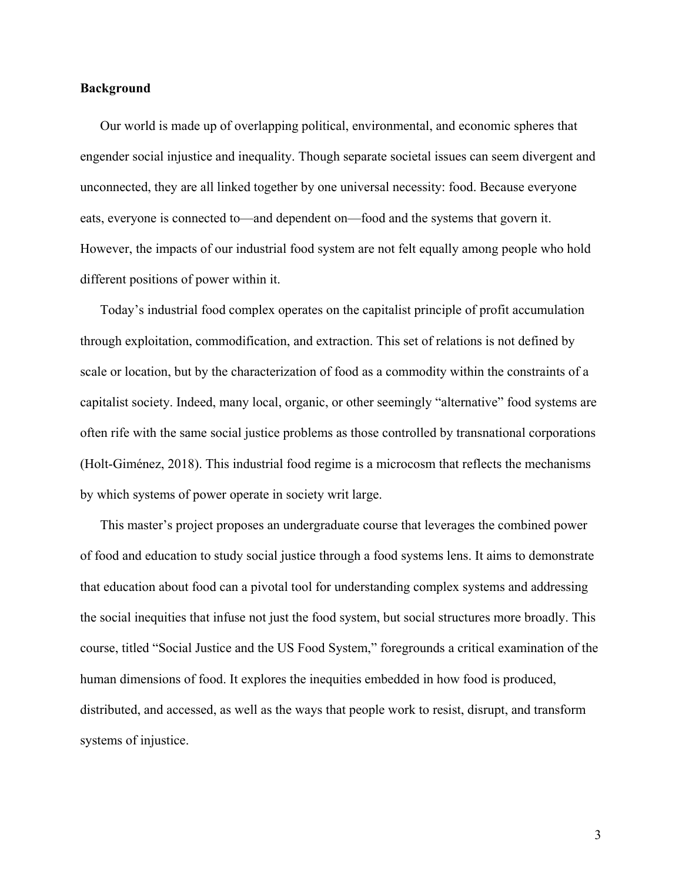**Background**

Our world is made up of overlapping political, environmental, and economic spheres that engender social injustice and inequality. Though separate societal issues can seem divergent and unconnected, they are all linked together by one universal necessity: food. Because everyone eats, everyone is connected to—and dependent on—food and the systems that govern it. However, the impacts of our industrial food system are not felt equally among people who hold different positions of power within it.

Today's industrial food complex operates on the capitalist principle of profit accumulation through exploitation, commodification, and extraction. This set of relations is not defined by scale or location, but by the characterization of food as a commodity within the constraints of a capitalist society. Indeed, many local, organic, or other seemingly "alternative" food systems are often rife with the same social justice problems as those controlled by transnational corporations (Holt-Giménez, 2018). This industrial food regime is a microcosm that reflects the mechanisms by which systems of power operate in society writ large.

This master's project proposes an undergraduate course that leverages the combined power of food and education to study social justice through a food systems lens. It aims to demonstrate that education about food can a pivotal tool for understanding complex systems and addressing the social inequities that infuse not just the food system, but social structures more broadly. This course, titled "Social Justice and the US Food System," foregrounds a critical examination of the human dimensions of food. It explores the inequities embedded in how food is produced, distributed, and accessed, as well as the ways that people work to resist, disrupt, and transform systems of injustice.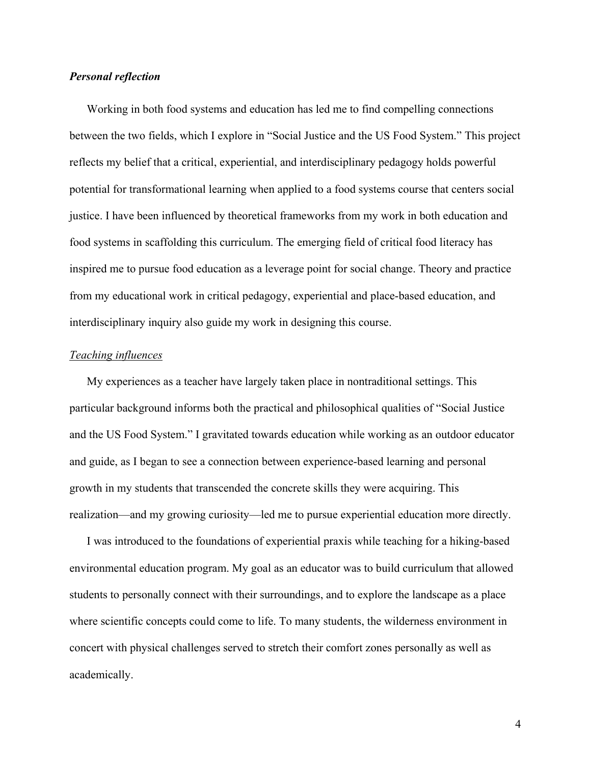***Personal reflection***

Working in both food systems and education has led me to find compelling connections between the two fields, which I explore in "Social Justice and the US Food System." This project reflects my belief that a critical, experiential, and interdisciplinary pedagogy holds powerful potential for transformational learning when applied to a food systems course that centers social justice. I have been influenced by theoretical frameworks from my work in both education and food systems in scaffolding this curriculum. The emerging field of critical food literacy has inspired me to pursue food education as a leverage point for social change. Theory and practice from my educational work in critical pedagogy, experiential and place-based education, and interdisciplinary inquiry also guide my work in designing this course.

<u>*Teaching influences*</u>

My experiences as a teacher have largely taken place in nontraditional settings. This particular background informs both the practical and philosophical qualities of "Social Justice and the US Food System." I gravitated towards education while working as an outdoor educator and guide, as I began to see a connection between experience-based learning and personal growth in my students that transcended the concrete skills they were acquiring. This realization—and my growing curiosity—led me to pursue experiential education more directly.

I was introduced to the foundations of experiential praxis while teaching for a hiking-based environmental education program. My goal as an educator was to build curriculum that allowed students to personally connect with their surroundings, and to explore the landscape as a place where scientific concepts could come to life. To many students, the wilderness environment in concert with physical challenges served to stretch their comfort zones personally as well as academically.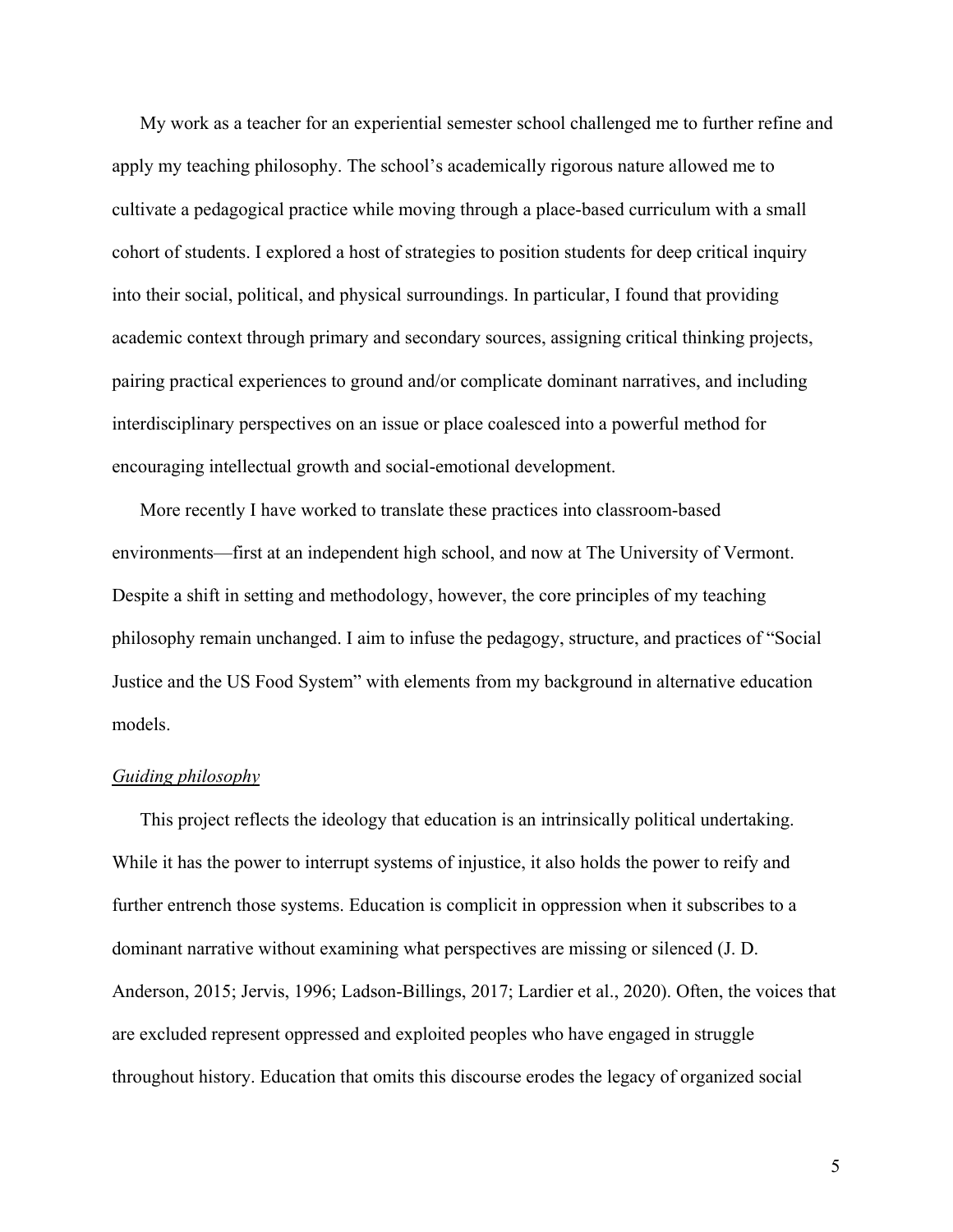My work as a teacher for an experiential semester school challenged me to further refine and apply my teaching philosophy. The school's academically rigorous nature allowed me to cultivate a pedagogical practice while moving through a place-based curriculum with a small cohort of students. I explored a host of strategies to position students for deep critical inquiry into their social, political, and physical surroundings. In particular, I found that providing academic context through primary and secondary sources, assigning critical thinking projects, pairing practical experiences to ground and/or complicate dominant narratives, and including interdisciplinary perspectives on an issue or place coalesced into a powerful method for encouraging intellectual growth and social-emotional development.

More recently I have worked to translate these practices into classroom-based environments—first at an independent high school, and now at The University of Vermont. Despite a shift in setting and methodology, however, the core principles of my teaching philosophy remain unchanged. I aim to infuse the pedagogy, structure, and practices of "Social Justice and the US Food System" with elements from my background in alternative education models.

*Guiding philosophy*

This project reflects the ideology that education is an intrinsically political undertaking. While it has the power to interrupt systems of injustice, it also holds the power to reify and further entrench those systems. Education is complicit in oppression when it subscribes to a dominant narrative without examining what perspectives are missing or silenced (J. D. Anderson, 2015; Jervis, 1996; Ladson-Billings, 2017; Lardier et al., 2020). Often, the voices that are excluded represent oppressed and exploited peoples who have engaged in struggle throughout history. Education that omits this discourse erodes the legacy of organized social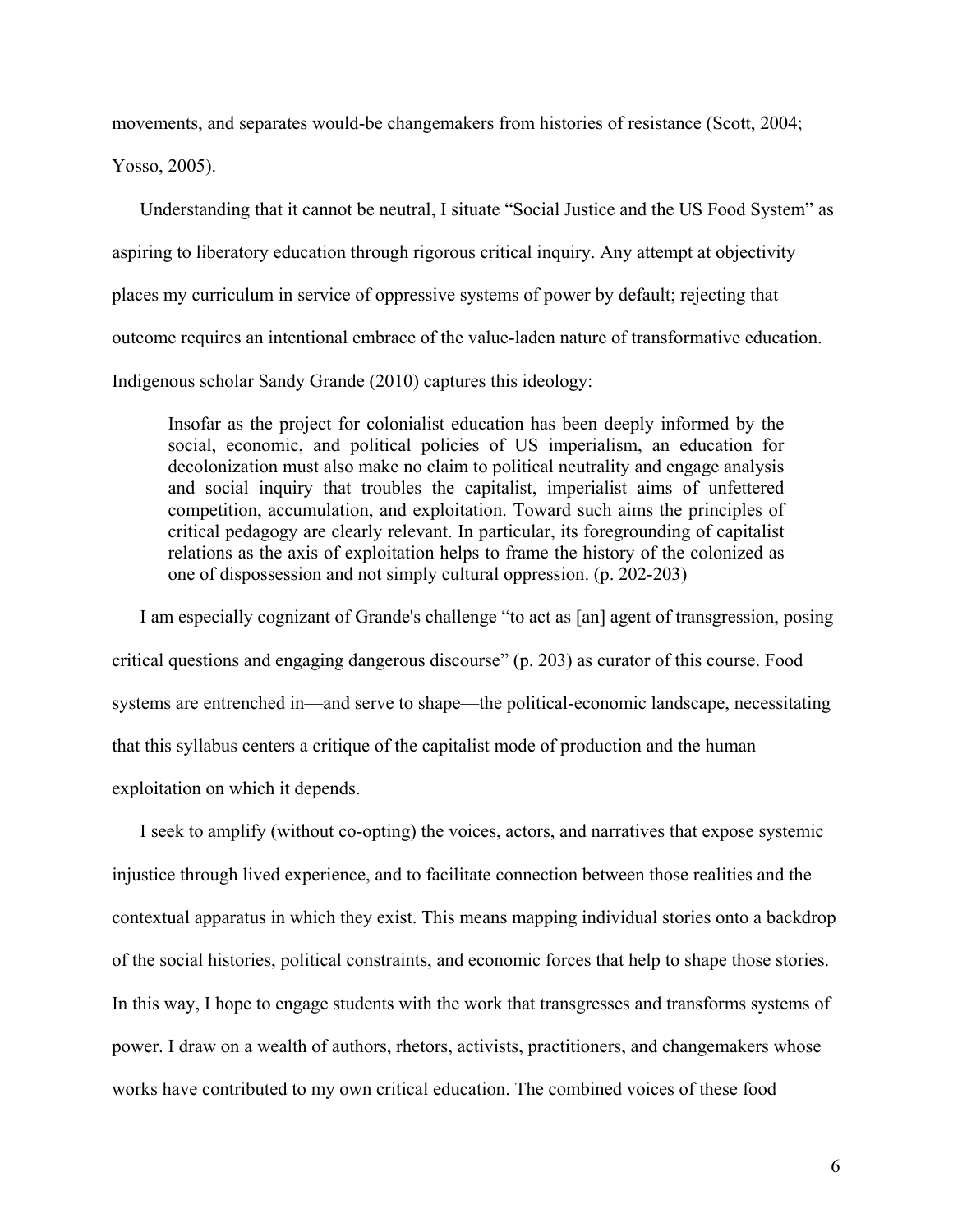movements, and separates would-be changemakers from histories of resistance (Scott, 2004; Yosso, 2005).

Understanding that it cannot be neutral, I situate "Social Justice and the US Food System" as aspiring to liberatory education through rigorous critical inquiry. Any attempt at objectivity places my curriculum in service of oppressive systems of power by default; rejecting that outcome requires an intentional embrace of the value-laden nature of transformative education. Indigenous scholar Sandy Grande (2010) captures this ideology:

> Insofar as the project for colonialist education has been deeply informed by the social, economic, and political policies of US imperialism, an education for decolonization must also make no claim to political neutrality and engage analysis and social inquiry that troubles the capitalist, imperialist aims of unfettered competition, accumulation, and exploitation. Toward such aims the principles of critical pedagogy are clearly relevant. In particular, its foregrounding of capitalist relations as the axis of exploitation helps to frame the history of the colonized as one of dispossession and not simply cultural oppression. (p. 202-203)

I am especially cognizant of Grande's challenge "to act as [an] agent of transgression, posing critical questions and engaging dangerous discourse" (p. 203) as curator of this course. Food systems are entrenched in—and serve to shape—the political-economic landscape, necessitating that this syllabus centers a critique of the capitalist mode of production and the human exploitation on which it depends.

I seek to amplify (without co-opting) the voices, actors, and narratives that expose systemic injustice through lived experience, and to facilitate connection between those realities and the contextual apparatus in which they exist. This means mapping individual stories onto a backdrop of the social histories, political constraints, and economic forces that help to shape those stories. In this way, I hope to engage students with the work that transgresses and transforms systems of power. I draw on a wealth of authors, rhetors, activists, practitioners, and changemakers whose works have contributed to my own critical education. The combined voices of these food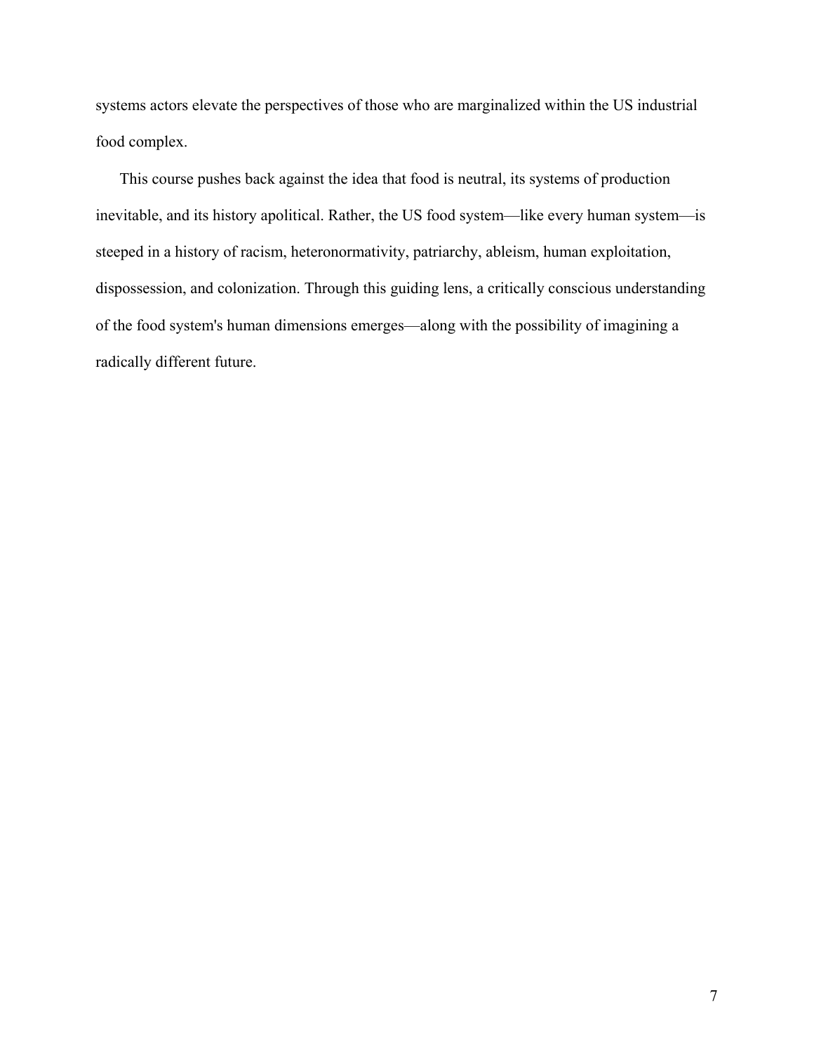systems actors elevate the perspectives of those who are marginalized within the US industrial food complex.

This course pushes back against the idea that food is neutral, its systems of production inevitable, and its history apolitical. Rather, the US food system—like every human system—is steeped in a history of racism, heteronormativity, patriarchy, ableism, human exploitation, dispossession, and colonization. Through this guiding lens, a critically conscious understanding of the food system's human dimensions emerges—along with the possibility of imagining a radically different future.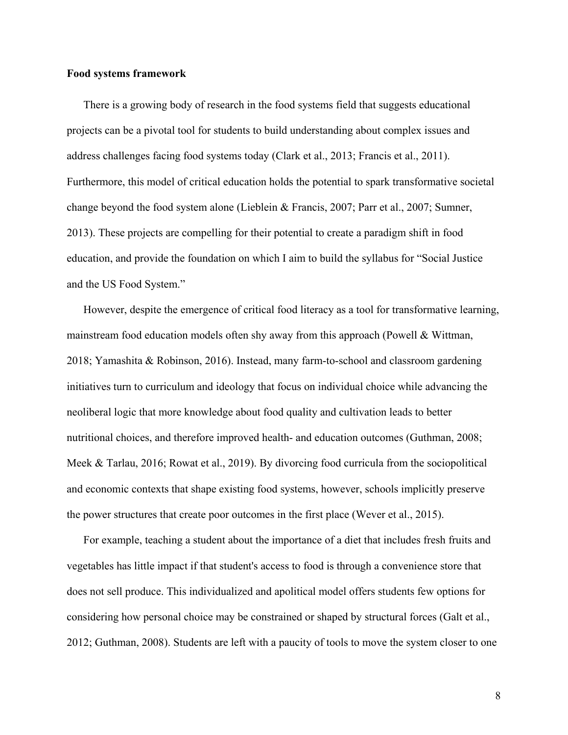**Food systems framework**

There is a growing body of research in the food systems field that suggests educational projects can be a pivotal tool for students to build understanding about complex issues and address challenges facing food systems today (Clark et al., 2013; Francis et al., 2011). Furthermore, this model of critical education holds the potential to spark transformative societal change beyond the food system alone (Lieblein & Francis, 2007; Parr et al., 2007; Sumner, 2013). These projects are compelling for their potential to create a paradigm shift in food education, and provide the foundation on which I aim to build the syllabus for "Social Justice and the US Food System."

However, despite the emergence of critical food literacy as a tool for transformative learning, mainstream food education models often shy away from this approach (Powell & Wittman, 2018; Yamashita & Robinson, 2016). Instead, many farm-to-school and classroom gardening initiatives turn to curriculum and ideology that focus on individual choice while advancing the neoliberal logic that more knowledge about food quality and cultivation leads to better nutritional choices, and therefore improved health- and education outcomes (Guthman, 2008; Meek & Tarlau, 2016; Rowat et al., 2019). By divorcing food curricula from the sociopolitical and economic contexts that shape existing food systems, however, schools implicitly preserve the power structures that create poor outcomes in the first place (Wever et al., 2015).

For example, teaching a student about the importance of a diet that includes fresh fruits and vegetables has little impact if that student's access to food is through a convenience store that does not sell produce. This individualized and apolitical model offers students few options for considering how personal choice may be constrained or shaped by structural forces (Galt et al., 2012; Guthman, 2008). Students are left with a paucity of tools to move the system closer to one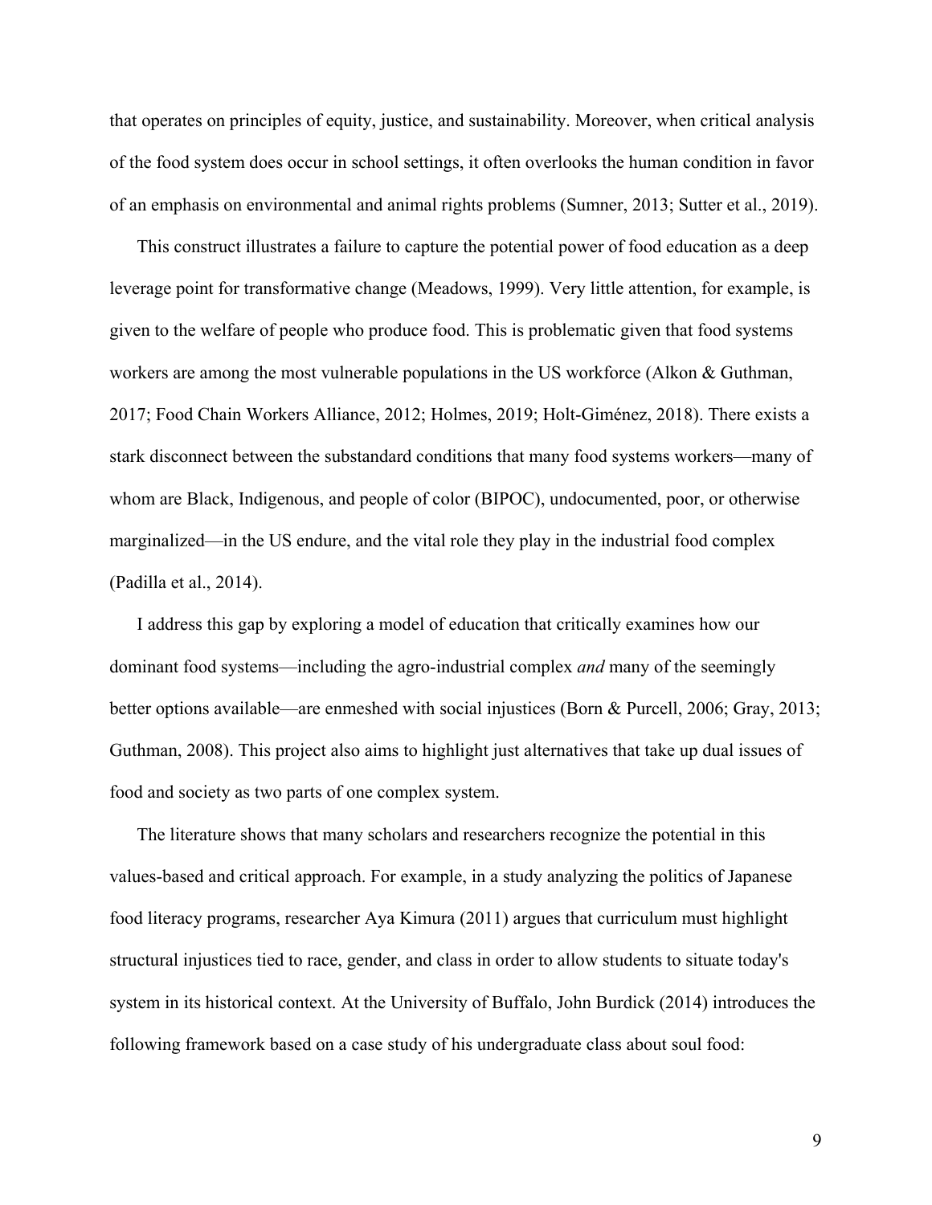that operates on principles of equity, justice, and sustainability. Moreover, when critical analysis of the food system does occur in school settings, it often overlooks the human condition in favor of an emphasis on environmental and animal rights problems (Sumner, 2013; Sutter et al., 2019).

This construct illustrates a failure to capture the potential power of food education as a deep leverage point for transformative change (Meadows, 1999). Very little attention, for example, is given to the welfare of people who produce food. This is problematic given that food systems workers are among the most vulnerable populations in the US workforce (Alkon & Guthman, 2017; Food Chain Workers Alliance, 2012; Holmes, 2019; Holt-Giménez, 2018). There exists a stark disconnect between the substandard conditions that many food systems workers—many of whom are Black, Indigenous, and people of color (BIPOC), undocumented, poor, or otherwise marginalized—in the US endure, and the vital role they play in the industrial food complex (Padilla et al., 2014).

I address this gap by exploring a model of education that critically examines how our dominant food systems—including the agro-industrial complex *and* many of the seemingly better options available—are enmeshed with social injustices (Born & Purcell, 2006; Gray, 2013; Guthman, 2008). This project also aims to highlight just alternatives that take up dual issues of food and society as two parts of one complex system.

The literature shows that many scholars and researchers recognize the potential in this values-based and critical approach. For example, in a study analyzing the politics of Japanese food literacy programs, researcher Aya Kimura (2011) argues that curriculum must highlight structural injustices tied to race, gender, and class in order to allow students to situate today's system in its historical context. At the University of Buffalo, John Burdick (2014) introduces the following framework based on a case study of his undergraduate class about soul food: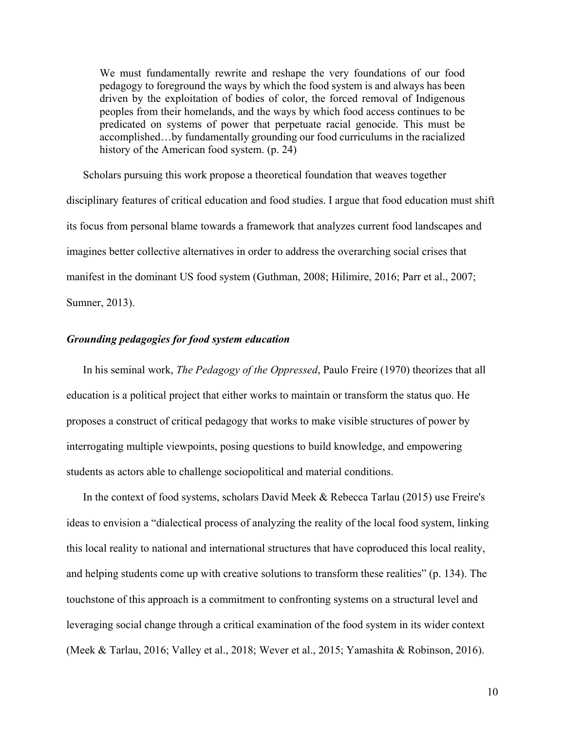> We must fundamentally rewrite and reshape the very foundations of our food pedagogy to foreground the ways by which the food system is and always has been driven by the exploitation of bodies of color, the forced removal of Indigenous peoples from their homelands, and the ways by which food access continues to be predicated on systems of power that perpetuate racial genocide. This must be accomplished…by fundamentally grounding our food curriculums in the racialized history of the American food system. (p. 24)

Scholars pursuing this work propose a theoretical foundation that weaves together disciplinary features of critical education and food studies. I argue that food education must shift its focus from personal blame towards a framework that analyzes current food landscapes and imagines better collective alternatives in order to address the overarching social crises that manifest in the dominant US food system (Guthman, 2008; Hilimire, 2016; Parr et al., 2007; Sumner, 2013).

### *Grounding pedagogies for food system education*

In his seminal work, *The Pedagogy of the Oppressed*, Paulo Freire (1970) theorizes that all education is a political project that either works to maintain or transform the status quo. He proposes a construct of critical pedagogy that works to make visible structures of power by interrogating multiple viewpoints, posing questions to build knowledge, and empowering students as actors able to challenge sociopolitical and material conditions.

In the context of food systems, scholars David Meek & Rebecca Tarlau (2015) use Freire's ideas to envision a "dialectical process of analyzing the reality of the local food system, linking this local reality to national and international structures that have coproduced this local reality, and helping students come up with creative solutions to transform these realities" (p. 134). The touchstone of this approach is a commitment to confronting systems on a structural level and leveraging social change through a critical examination of the food system in its wider context (Meek & Tarlau, 2016; Valley et al., 2018; Wever et al., 2015; Yamashita & Robinson, 2016).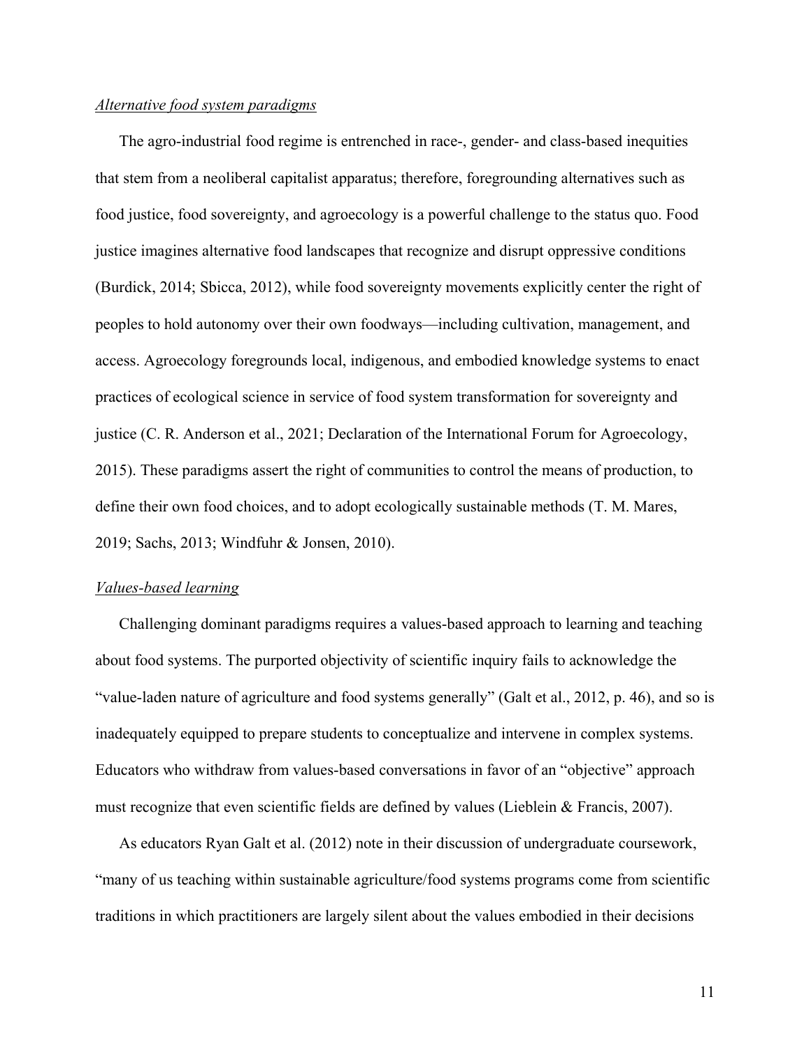*Alternative food system paradigms*

The agro-industrial food regime is entrenched in race-, gender- and class-based inequities that stem from a neoliberal capitalist apparatus; therefore, foregrounding alternatives such as food justice, food sovereignty, and agroecology is a powerful challenge to the status quo. Food justice imagines alternative food landscapes that recognize and disrupt oppressive conditions (Burdick, 2014; Sbicca, 2012), while food sovereignty movements explicitly center the right of peoples to hold autonomy over their own foodways—including cultivation, management, and access. Agroecology foregrounds local, indigenous, and embodied knowledge systems to enact practices of ecological science in service of food system transformation for sovereignty and justice (C. R. Anderson et al., 2021; Declaration of the International Forum for Agroecology, 2015). These paradigms assert the right of communities to control the means of production, to define their own food choices, and to adopt ecologically sustainable methods (T. M. Mares, 2019; Sachs, 2013; Windfuhr & Jonsen, 2010).

*Values-based learning*

Challenging dominant paradigms requires a values-based approach to learning and teaching about food systems. The purported objectivity of scientific inquiry fails to acknowledge the "value-laden nature of agriculture and food systems generally" (Galt et al., 2012, p. 46), and so is inadequately equipped to prepare students to conceptualize and intervene in complex systems. Educators who withdraw from values-based conversations in favor of an "objective" approach must recognize that even scientific fields are defined by values (Lieblein & Francis, 2007).

As educators Ryan Galt et al. (2012) note in their discussion of undergraduate coursework, "many of us teaching within sustainable agriculture/food systems programs come from scientific traditions in which practitioners are largely silent about the values embodied in their decisions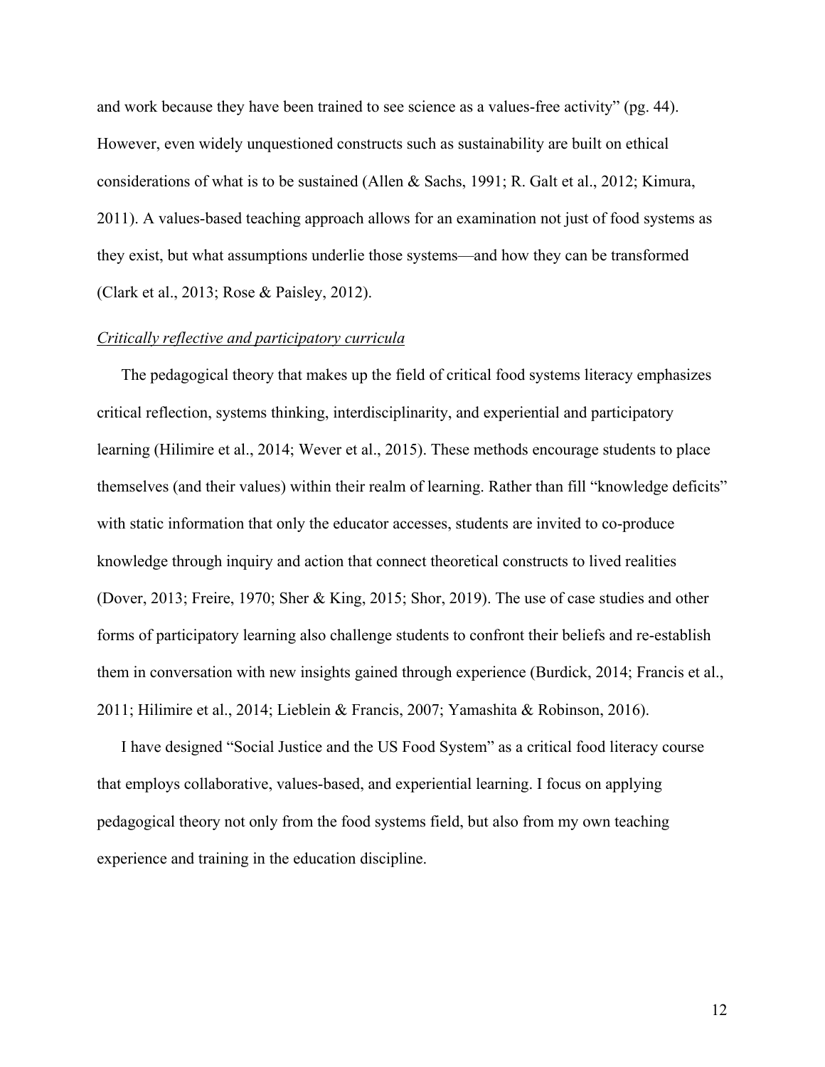and work because they have been trained to see science as a values-free activity" (pg. 44). However, even widely unquestioned constructs such as sustainability are built on ethical considerations of what is to be sustained (Allen & Sachs, 1991; R. Galt et al., 2012; Kimura, 2011). A values-based teaching approach allows for an examination not just of food systems as they exist, but what assumptions underlie those systems—and how they can be transformed (Clark et al., 2013; Rose & Paisley, 2012).

*Critically reflective and participatory curricula*

The pedagogical theory that makes up the field of critical food systems literacy emphasizes critical reflection, systems thinking, interdisciplinarity, and experiential and participatory learning (Hilimire et al., 2014; Wever et al., 2015). These methods encourage students to place themselves (and their values) within their realm of learning. Rather than fill "knowledge deficits" with static information that only the educator accesses, students are invited to co-produce knowledge through inquiry and action that connect theoretical constructs to lived realities (Dover, 2013; Freire, 1970; Sher & King, 2015; Shor, 2019). The use of case studies and other forms of participatory learning also challenge students to confront their beliefs and re-establish them in conversation with new insights gained through experience (Burdick, 2014; Francis et al., 2011; Hilimire et al., 2014; Lieblein & Francis, 2007; Yamashita & Robinson, 2016).

I have designed "Social Justice and the US Food System" as a critical food literacy course that employs collaborative, values-based, and experiential learning. I focus on applying pedagogical theory not only from the food systems field, but also from my own teaching experience and training in the education discipline.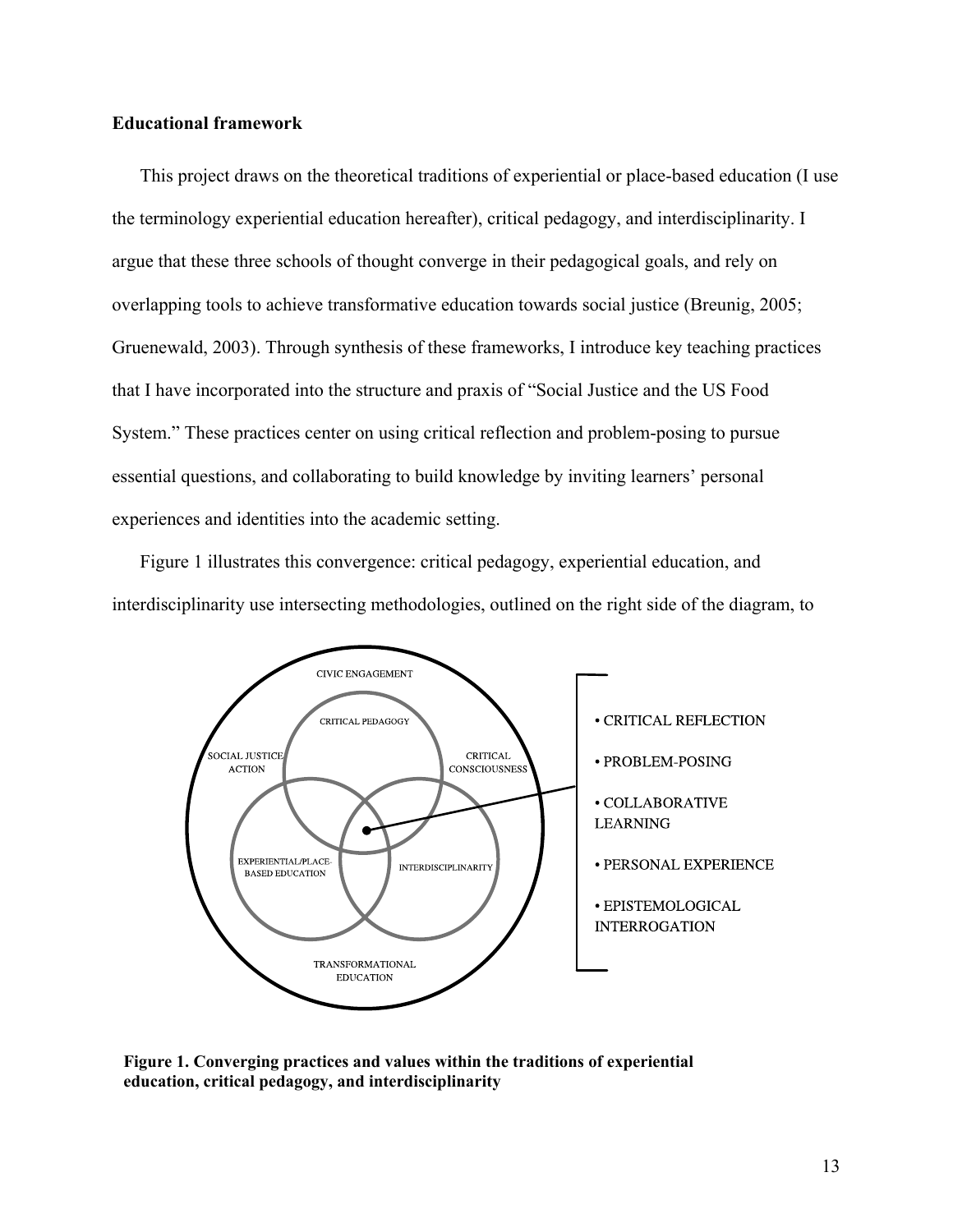**Educational framework**

This project draws on the theoretical traditions of experiential or place-based education (I use the terminology experiential education hereafter), critical pedagogy, and interdisciplinarity. I argue that these three schools of thought converge in their pedagogical goals, and rely on overlapping tools to achieve transformative education towards social justice (Breunig, 2005; Gruenewald, 2003). Through synthesis of these frameworks, I introduce key teaching practices that I have incorporated into the structure and praxis of "Social Justice and the US Food System." These practices center on using critical reflection and problem-posing to pursue essential questions, and collaborating to build knowledge by inviting learners' personal experiences and identities into the academic setting.

Figure 1 illustrates this convergence: critical pedagogy, experiential education, and interdisciplinarity use intersecting methodologies, outlined on the right side of the diagram, to

CIVIC ENGAGEMENT

CRITICAL PEDAGOGY

SOCIAL JUSTICE ACTION

CRITICAL CONSCIOUSNESS

EXPERIENTIAL/PLACE-BASED EDUCATION

INTERDISCIPLINARITY

TRANSFORMATIONAL EDUCATION

- CRITICAL REFLECTION
- PROBLEM-POSING
- COLLABORATIVE LEARNING
- PERSONAL EXPERIENCE
- EPISTEMOLOGICAL INTERROGATION

**Figure 1. Converging practices and values within the traditions of experiential education, critical pedagogy, and interdisciplinarity**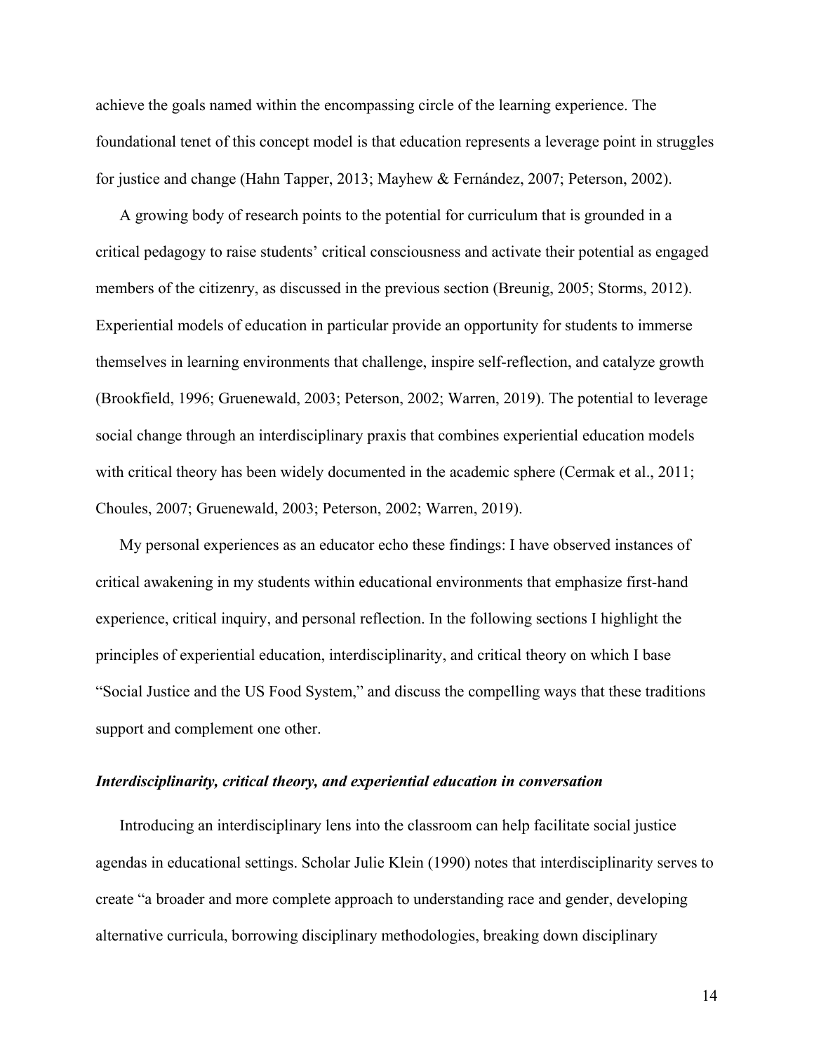achieve the goals named within the encompassing circle of the learning experience. The foundational tenet of this concept model is that education represents a leverage point in struggles for justice and change (Hahn Tapper, 2013; Mayhew & Fernández, 2007; Peterson, 2002).

A growing body of research points to the potential for curriculum that is grounded in a critical pedagogy to raise students' critical consciousness and activate their potential as engaged members of the citizenry, as discussed in the previous section (Breunig, 2005; Storms, 2012). Experiential models of education in particular provide an opportunity for students to immerse themselves in learning environments that challenge, inspire self-reflection, and catalyze growth (Brookfield, 1996; Gruenewald, 2003; Peterson, 2002; Warren, 2019). The potential to leverage social change through an interdisciplinary praxis that combines experiential education models with critical theory has been widely documented in the academic sphere (Cermak et al., 2011; Choules, 2007; Gruenewald, 2003; Peterson, 2002; Warren, 2019).

My personal experiences as an educator echo these findings: I have observed instances of critical awakening in my students within educational environments that emphasize first-hand experience, critical inquiry, and personal reflection. In the following sections I highlight the principles of experiential education, interdisciplinarity, and critical theory on which I base "Social Justice and the US Food System," and discuss the compelling ways that these traditions support and complement one other.

### *Interdisciplinarity, critical theory, and experiential education in conversation*

Introducing an interdisciplinary lens into the classroom can help facilitate social justice agendas in educational settings. Scholar Julie Klein (1990) notes that interdisciplinarity serves to create "a broader and more complete approach to understanding race and gender, developing alternative curricula, borrowing disciplinary methodologies, breaking down disciplinary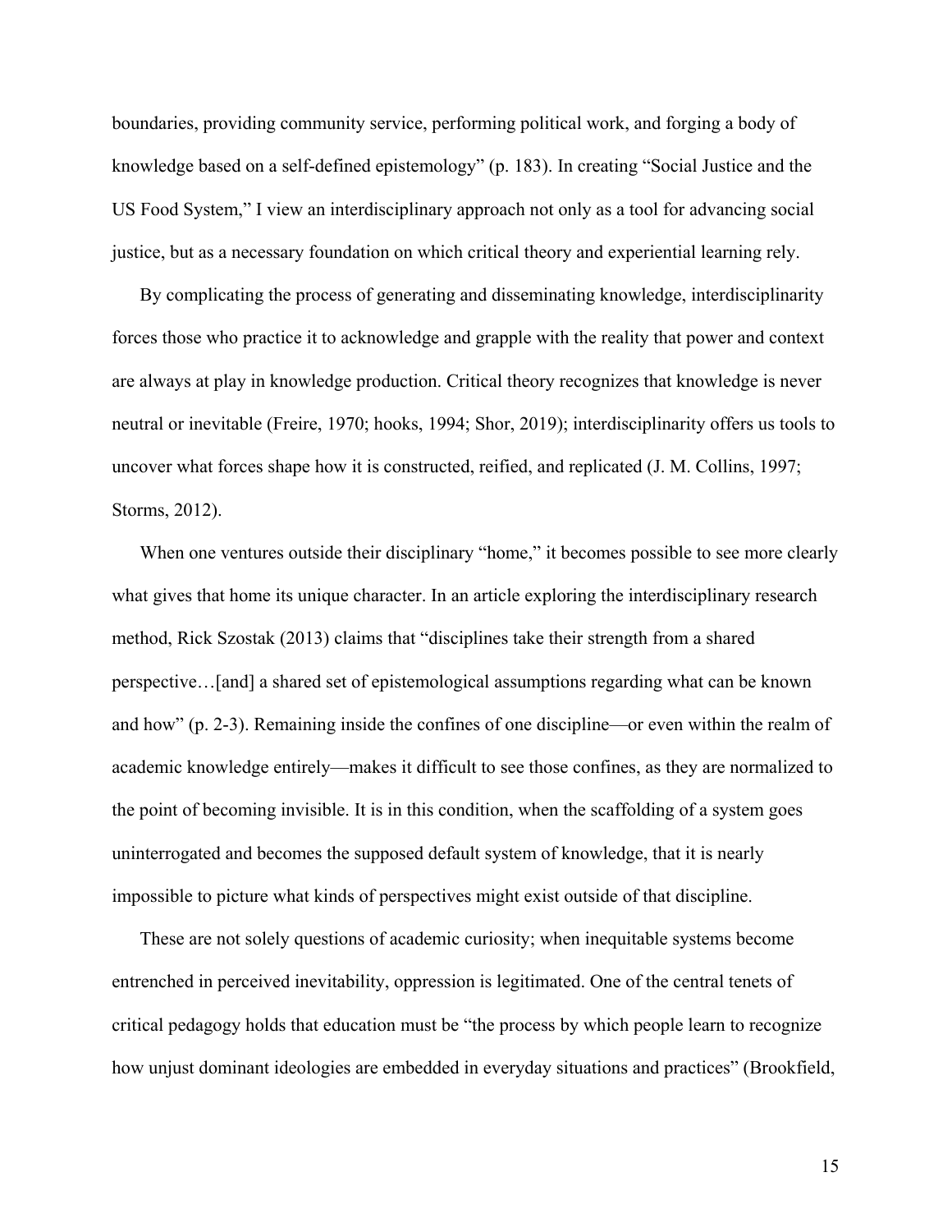boundaries, providing community service, performing political work, and forging a body of knowledge based on a self-defined epistemology" (p. 183). In creating "Social Justice and the US Food System," I view an interdisciplinary approach not only as a tool for advancing social justice, but as a necessary foundation on which critical theory and experiential learning rely.

By complicating the process of generating and disseminating knowledge, interdisciplinarity forces those who practice it to acknowledge and grapple with the reality that power and context are always at play in knowledge production. Critical theory recognizes that knowledge is never neutral or inevitable (Freire, 1970; hooks, 1994; Shor, 2019); interdisciplinarity offers us tools to uncover what forces shape how it is constructed, reified, and replicated (J. M. Collins, 1997; Storms, 2012).

When one ventures outside their disciplinary "home," it becomes possible to see more clearly what gives that home its unique character. In an article exploring the interdisciplinary research method, Rick Szostak (2013) claims that "disciplines take their strength from a shared perspective…[and] a shared set of epistemological assumptions regarding what can be known and how" (p. 2-3). Remaining inside the confines of one discipline—or even within the realm of academic knowledge entirely—makes it difficult to see those confines, as they are normalized to the point of becoming invisible. It is in this condition, when the scaffolding of a system goes uninterrogated and becomes the supposed default system of knowledge, that it is nearly impossible to picture what kinds of perspectives might exist outside of that discipline.

These are not solely questions of academic curiosity; when inequitable systems become entrenched in perceived inevitability, oppression is legitimated. One of the central tenets of critical pedagogy holds that education must be "the process by which people learn to recognize how unjust dominant ideologies are embedded in everyday situations and practices" (Brookfield,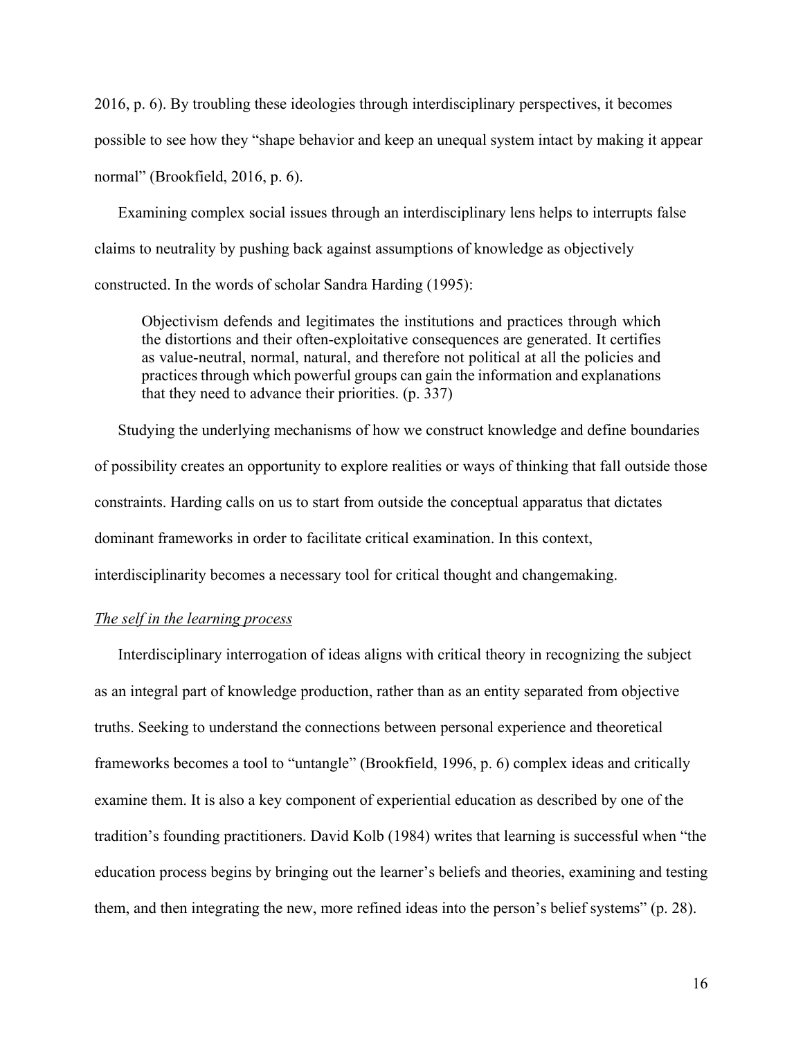2016, p. 6). By troubling these ideologies through interdisciplinary perspectives, it becomes possible to see how they "shape behavior and keep an unequal system intact by making it appear normal" (Brookfield, 2016, p. 6).

Examining complex social issues through an interdisciplinary lens helps to interrupts false claims to neutrality by pushing back against assumptions of knowledge as objectively constructed. In the words of scholar Sandra Harding (1995):

> Objectivism defends and legitimates the institutions and practices through which the distortions and their often-exploitative consequences are generated. It certifies as value-neutral, normal, natural, and therefore not political at all the policies and practices through which powerful groups can gain the information and explanations that they need to advance their priorities. (p. 337)

Studying the underlying mechanisms of how we construct knowledge and define boundaries of possibility creates an opportunity to explore realities or ways of thinking that fall outside those constraints. Harding calls on us to start from outside the conceptual apparatus that dictates dominant frameworks in order to facilitate critical examination. In this context, interdisciplinarity becomes a necessary tool for critical thought and changemaking.

### *The self in the learning process*

Interdisciplinary interrogation of ideas aligns with critical theory in recognizing the subject as an integral part of knowledge production, rather than as an entity separated from objective truths. Seeking to understand the connections between personal experience and theoretical frameworks becomes a tool to "untangle" (Brookfield, 1996, p. 6) complex ideas and critically examine them. It is also a key component of experiential education as described by one of the tradition's founding practitioners. David Kolb (1984) writes that learning is successful when "the education process begins by bringing out the learner's beliefs and theories, examining and testing them, and then integrating the new, more refined ideas into the person's belief systems" (p. 28).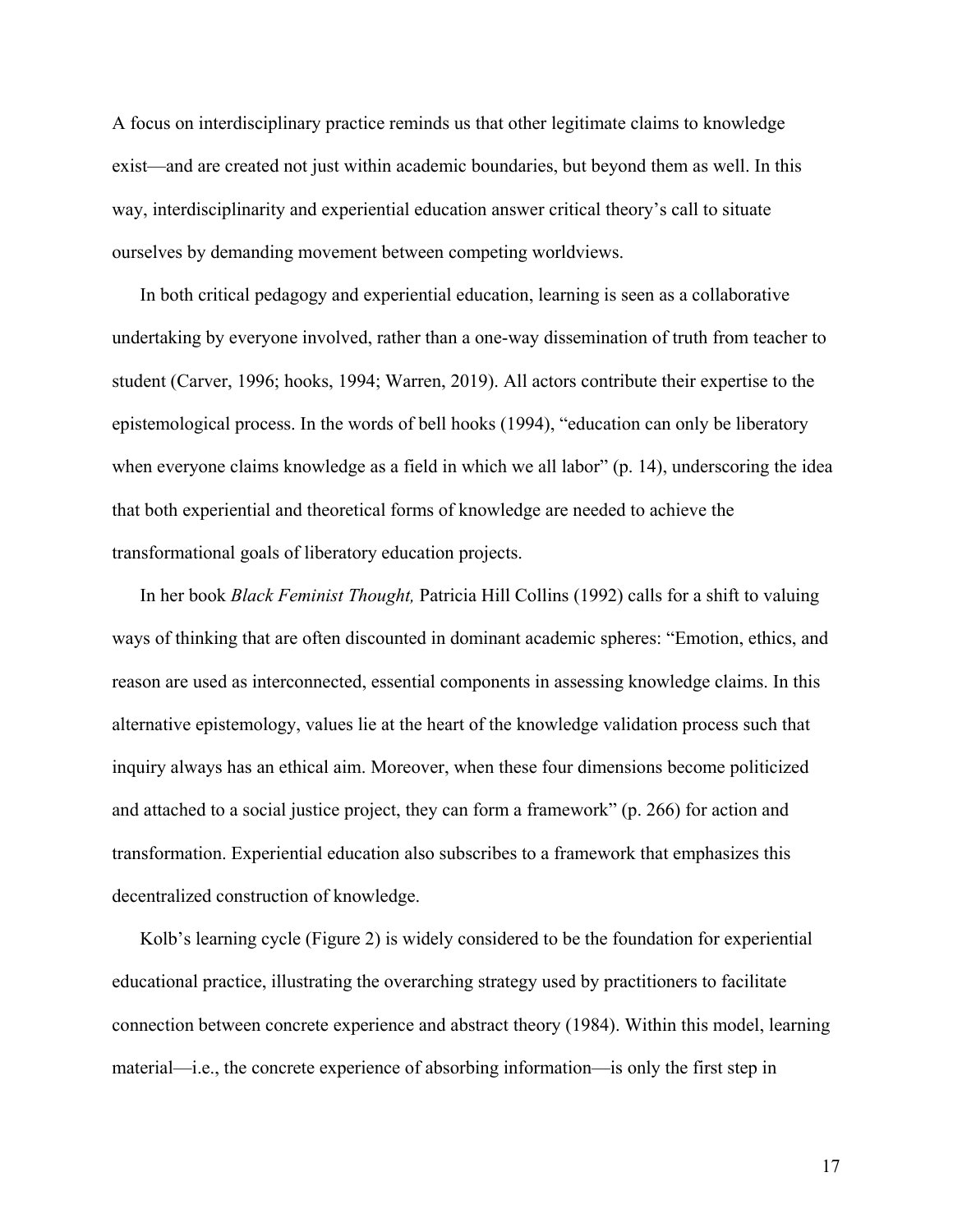A focus on interdisciplinary practice reminds us that other legitimate claims to knowledge exist—and are created not just within academic boundaries, but beyond them as well. In this way, interdisciplinarity and experiential education answer critical theory's call to situate ourselves by demanding movement between competing worldviews.

In both critical pedagogy and experiential education, learning is seen as a collaborative undertaking by everyone involved, rather than a one-way dissemination of truth from teacher to student (Carver, 1996; hooks, 1994; Warren, 2019). All actors contribute their expertise to the epistemological process. In the words of bell hooks (1994), "education can only be liberatory when everyone claims knowledge as a field in which we all labor" (p. 14), underscoring the idea that both experiential and theoretical forms of knowledge are needed to achieve the transformational goals of liberatory education projects.

In her book *Black Feminist Thought,* Patricia Hill Collins (1992) calls for a shift to valuing ways of thinking that are often discounted in dominant academic spheres: "Emotion, ethics, and reason are used as interconnected, essential components in assessing knowledge claims. In this alternative epistemology, values lie at the heart of the knowledge validation process such that inquiry always has an ethical aim. Moreover, when these four dimensions become politicized and attached to a social justice project, they can form a framework" (p. 266) for action and transformation. Experiential education also subscribes to a framework that emphasizes this decentralized construction of knowledge.

Kolb's learning cycle (Figure 2) is widely considered to be the foundation for experiential educational practice, illustrating the overarching strategy used by practitioners to facilitate connection between concrete experience and abstract theory (1984). Within this model, learning material—i.e., the concrete experience of absorbing information—is only the first step in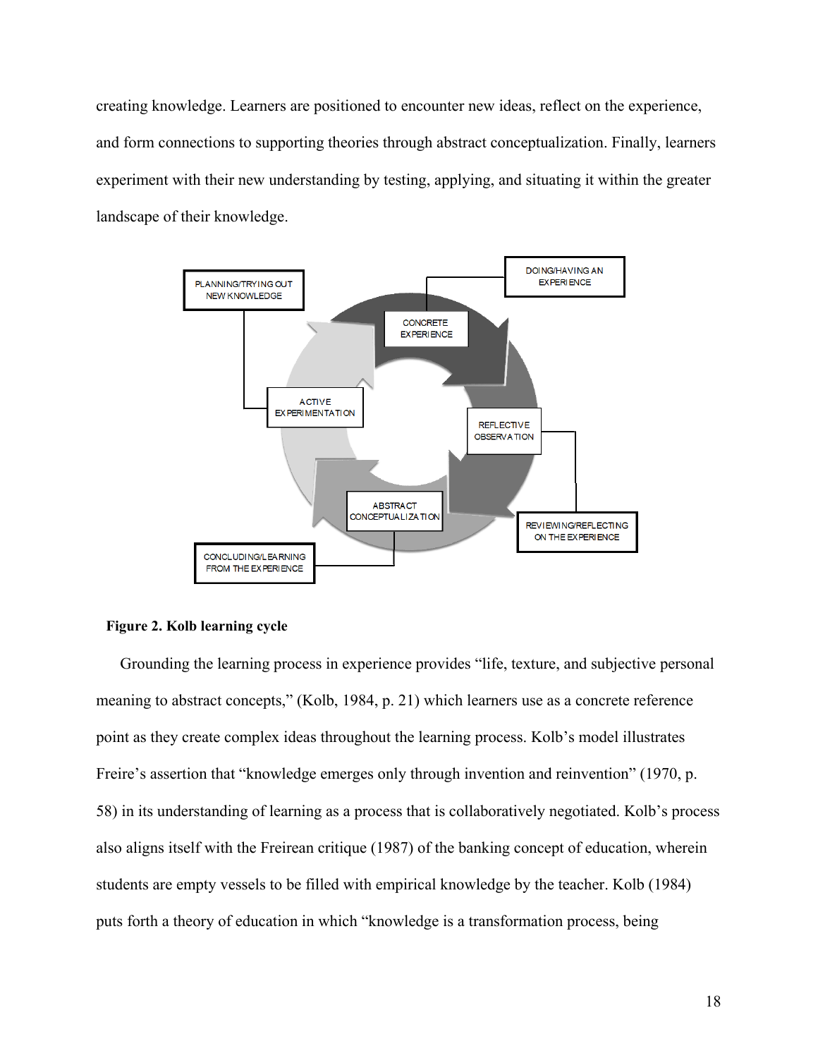creating knowledge. Learners are positioned to encounter new ideas, reflect on the experience, and form connections to supporting theories through abstract conceptualization. Finally, learners experiment with their new understanding by testing, applying, and situating it within the greater landscape of their knowledge.

**Figure 2. Kolb learning cycle**

Grounding the learning process in experience provides "life, texture, and subjective personal meaning to abstract concepts," (Kolb, 1984, p. 21) which learners use as a concrete reference point as they create complex ideas throughout the learning process. Kolb's model illustrates Freire's assertion that "knowledge emerges only through invention and reinvention" (1970, p. 58) in its understanding of learning as a process that is collaboratively negotiated. Kolb's process also aligns itself with the Freirean critique (1987) of the banking concept of education, wherein students are empty vessels to be filled with empirical knowledge by the teacher. Kolb (1984) puts forth a theory of education in which "knowledge is a transformation process, being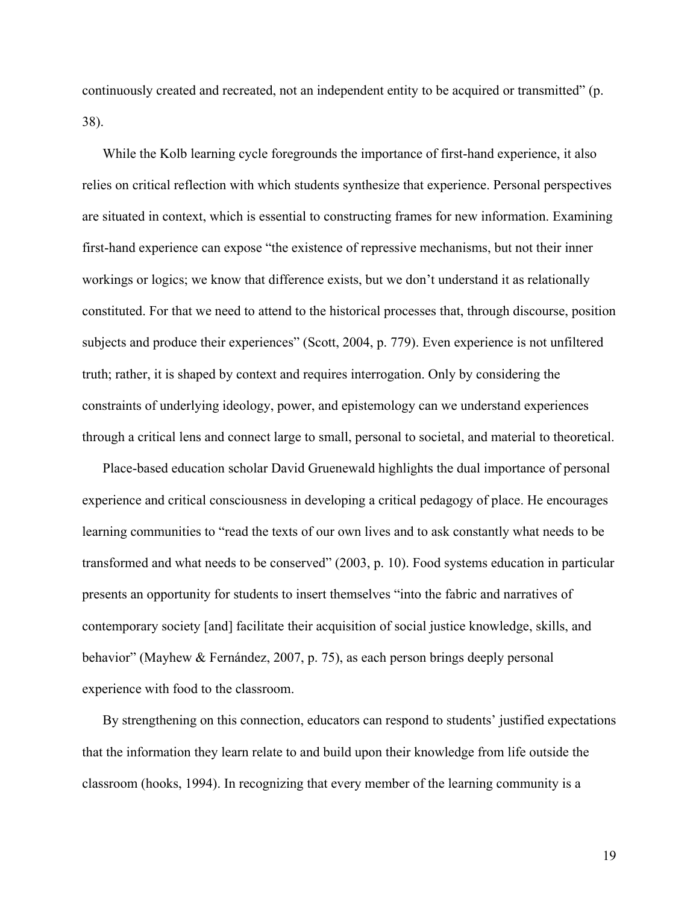continuously created and recreated, not an independent entity to be acquired or transmitted" (p. 38).

While the Kolb learning cycle foregrounds the importance of first-hand experience, it also relies on critical reflection with which students synthesize that experience. Personal perspectives are situated in context, which is essential to constructing frames for new information. Examining first-hand experience can expose "the existence of repressive mechanisms, but not their inner workings or logics; we know that difference exists, but we don't understand it as relationally constituted. For that we need to attend to the historical processes that, through discourse, position subjects and produce their experiences" (Scott, 2004, p. 779). Even experience is not unfiltered truth; rather, it is shaped by context and requires interrogation. Only by considering the constraints of underlying ideology, power, and epistemology can we understand experiences through a critical lens and connect large to small, personal to societal, and material to theoretical.

Place-based education scholar David Gruenewald highlights the dual importance of personal experience and critical consciousness in developing a critical pedagogy of place. He encourages learning communities to "read the texts of our own lives and to ask constantly what needs to be transformed and what needs to be conserved" (2003, p. 10). Food systems education in particular presents an opportunity for students to insert themselves "into the fabric and narratives of contemporary society [and] facilitate their acquisition of social justice knowledge, skills, and behavior" (Mayhew & Fernández, 2007, p. 75), as each person brings deeply personal experience with food to the classroom.

By strengthening on this connection, educators can respond to students' justified expectations that the information they learn relate to and build upon their knowledge from life outside the classroom (hooks, 1994). In recognizing that every member of the learning community is a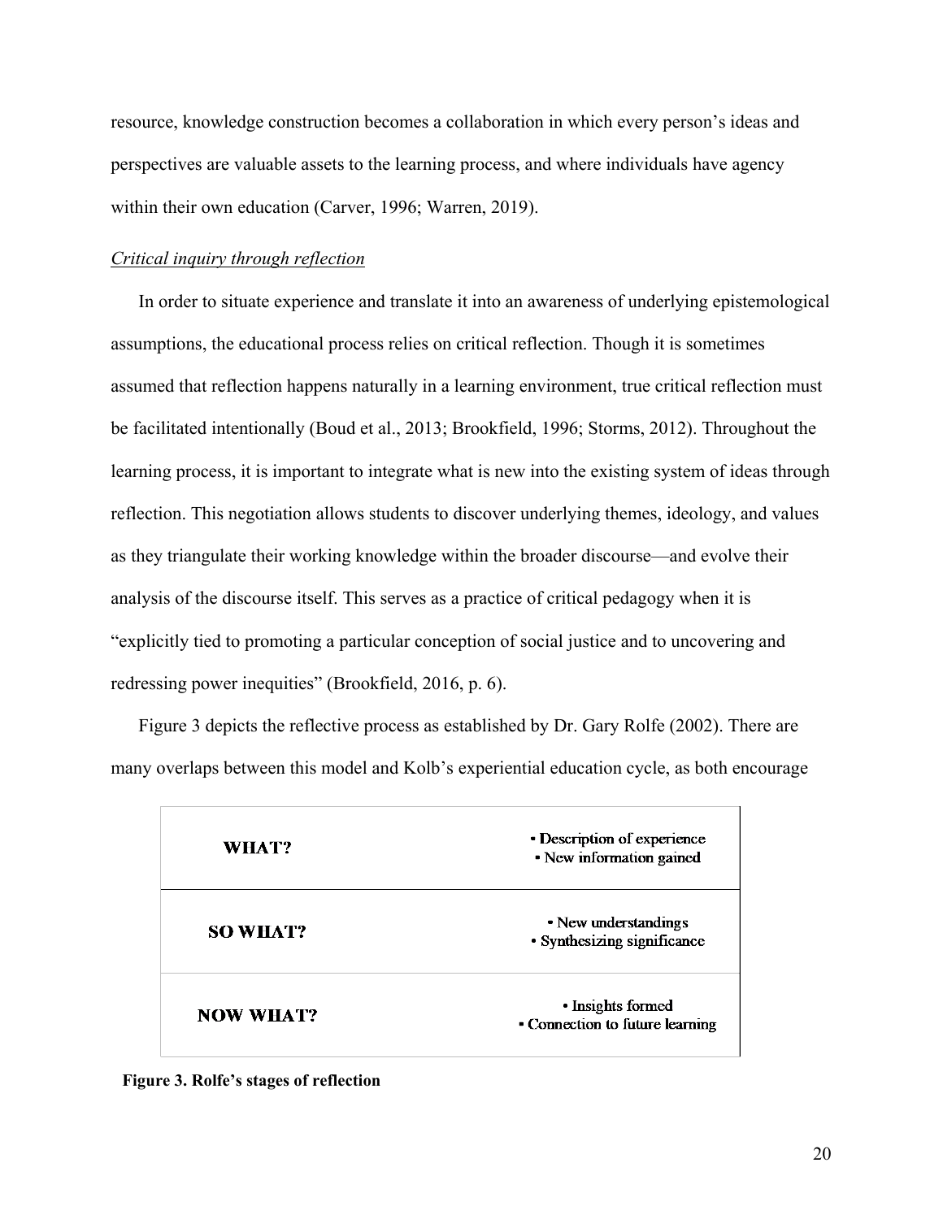resource, knowledge construction becomes a collaboration in which every person's ideas and perspectives are valuable assets to the learning process, and where individuals have agency within their own education (Carver, 1996; Warren, 2019).

### *Critical inquiry through reflection*

In order to situate experience and translate it into an awareness of underlying epistemological assumptions, the educational process relies on critical reflection. Though it is sometimes assumed that reflection happens naturally in a learning environment, true critical reflection must be facilitated intentionally (Boud et al., 2013; Brookfield, 1996; Storms, 2012). Throughout the learning process, it is important to integrate what is new into the existing system of ideas through reflection. This negotiation allows students to discover underlying themes, ideology, and values as they triangulate their working knowledge within the broader discourse—and evolve their analysis of the discourse itself. This serves as a practice of critical pedagogy when it is "explicitly tied to promoting a particular conception of social justice and to uncovering and redressing power inequities" (Brookfield, 2016, p. 6).

Figure 3 depicts the reflective process as established by Dr. Gary Rolfe (2002). There are many overlaps between this model and Kolb's experiential education cycle, as both encourage

| | |
|---|---|
| **WHAT?** | • Description of experience<br>• New information gained |
| **SO WHAT?** | • New understandings<br>• Synthesizing significance |
| **NOW WHAT?** | • Insights formed<br>• Connection to future learning |

**Figure 3. Rolfe's stages of reflection**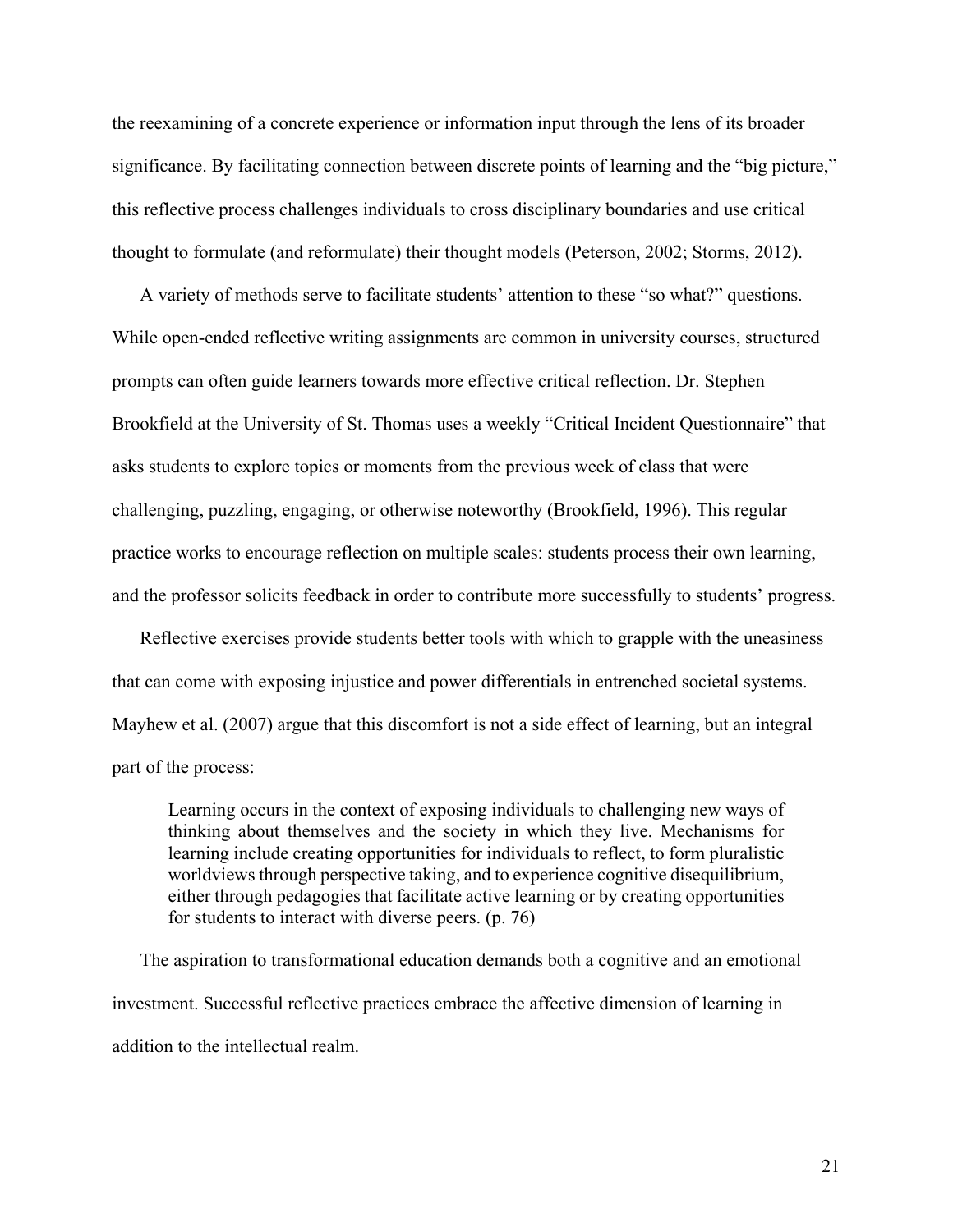the reexamining of a concrete experience or information input through the lens of its broader significance. By facilitating connection between discrete points of learning and the "big picture," this reflective process challenges individuals to cross disciplinary boundaries and use critical thought to formulate (and reformulate) their thought models (Peterson, 2002; Storms, 2012).

A variety of methods serve to facilitate students' attention to these "so what?" questions. While open-ended reflective writing assignments are common in university courses, structured prompts can often guide learners towards more effective critical reflection. Dr. Stephen Brookfield at the University of St. Thomas uses a weekly "Critical Incident Questionnaire" that asks students to explore topics or moments from the previous week of class that were challenging, puzzling, engaging, or otherwise noteworthy (Brookfield, 1996). This regular practice works to encourage reflection on multiple scales: students process their own learning, and the professor solicits feedback in order to contribute more successfully to students' progress.

Reflective exercises provide students better tools with which to grapple with the uneasiness that can come with exposing injustice and power differentials in entrenched societal systems. Mayhew et al. (2007) argue that this discomfort is not a side effect of learning, but an integral part of the process:

> Learning occurs in the context of exposing individuals to challenging new ways of thinking about themselves and the society in which they live. Mechanisms for learning include creating opportunities for individuals to reflect, to form pluralistic worldviews through perspective taking, and to experience cognitive disequilibrium, either through pedagogies that facilitate active learning or by creating opportunities for students to interact with diverse peers. (p. 76)

The aspiration to transformational education demands both a cognitive and an emotional investment. Successful reflective practices embrace the affective dimension of learning in addition to the intellectual realm.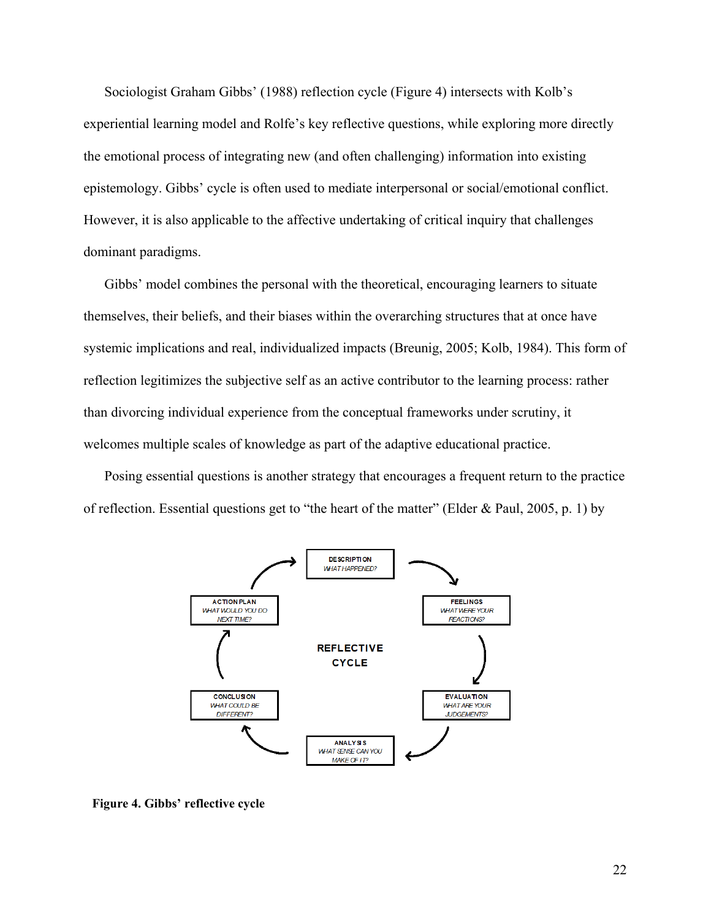Sociologist Graham Gibbs' (1988) reflection cycle (Figure 4) intersects with Kolb's experiential learning model and Rolfe's key reflective questions, while exploring more directly the emotional process of integrating new (and often challenging) information into existing epistemology. Gibbs' cycle is often used to mediate interpersonal or social/emotional conflict. However, it is also applicable to the affective undertaking of critical inquiry that challenges dominant paradigms.

Gibbs' model combines the personal with the theoretical, encouraging learners to situate themselves, their beliefs, and their biases within the overarching structures that at once have systemic implications and real, individualized impacts (Breunig, 2005; Kolb, 1984). This form of reflection legitimizes the subjective self as an active contributor to the learning process: rather than divorcing individual experience from the conceptual frameworks under scrutiny, it welcomes multiple scales of knowledge as part of the adaptive educational practice.

Posing essential questions is another strategy that encourages a frequent return to the practice of reflection. Essential questions get to "the heart of the matter" (Elder & Paul, 2005, p. 1) by

DESCRIPTION
*WHAT HAPPENED?*

FEELINGS
*WHAT WERE YOUR REACTIONS?*

EVALUATION
*WHAT ARE YOUR JUDGEMENTS?*

ANALYSIS
*WHAT SENSE CAN YOU MAKE OF IT?*

CONCLUSION
*WHAT COULD BE DIFFERENT?*

ACTION PLAN
*WHAT WOULD YOU DO NEXT TIME?*

REFLECTIVE CYCLE

**Figure 4. Gibbs' reflective cycle**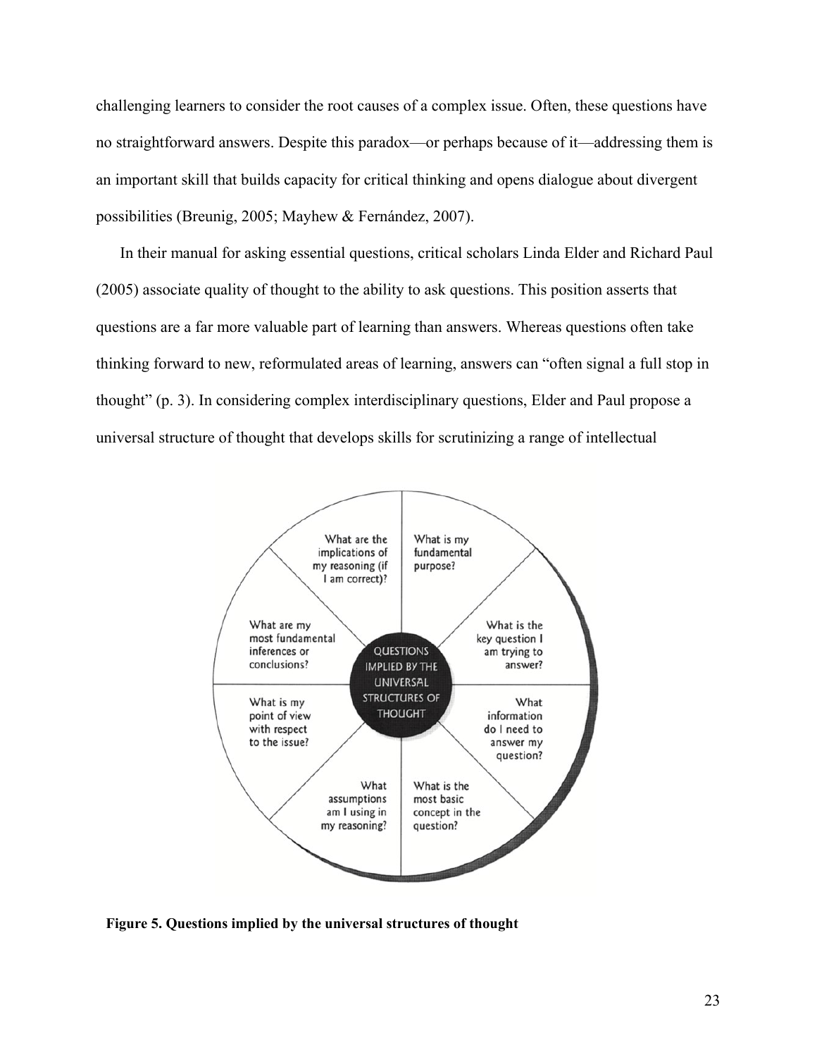challenging learners to consider the root causes of a complex issue. Often, these questions have no straightforward answers. Despite this paradox—or perhaps because of it—addressing them is an important skill that builds capacity for critical thinking and opens dialogue about divergent possibilities (Breunig, 2005; Mayhew & Fernández, 2007).

In their manual for asking essential questions, critical scholars Linda Elder and Richard Paul (2005) associate quality of thought to the ability to ask questions. This position asserts that questions are a far more valuable part of learning than answers. Whereas questions often take thinking forward to new, reformulated areas of learning, answers can "often signal a full stop in thought" (p. 3). In considering complex interdisciplinary questions, Elder and Paul propose a universal structure of thought that develops skills for scrutinizing a range of intellectual

QUESTIONS IMPLIED BY THE UNIVERSAL STRUCTURES OF THOUGHT

- What is my fundamental purpose?
- What is the key question I am trying to answer?
- What information do I need to answer my question?
- What is the most basic concept in the question?
- What assumptions am I using in my reasoning?
- What is my point of view with respect to the issue?
- What are my most fundamental inferences or conclusions?
- What are the implications of my reasoning (if I am correct)?

**Figure 5. Questions implied by the universal structures of thought**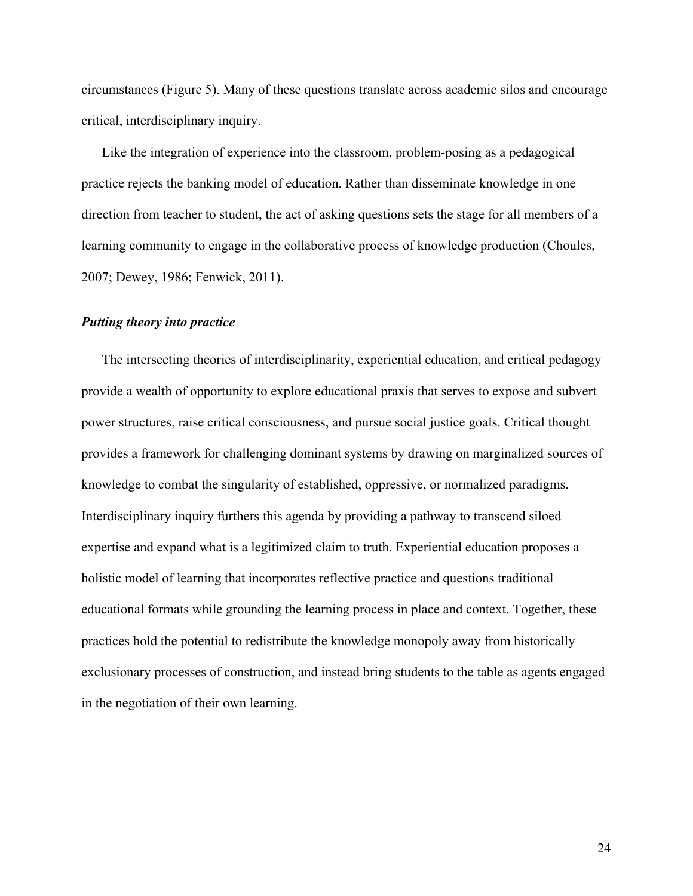circumstances (Figure 5). Many of these questions translate across academic silos and encourage critical, interdisciplinary inquiry.

Like the integration of experience into the classroom, problem-posing as a pedagogical practice rejects the banking model of education. Rather than disseminate knowledge in one direction from teacher to student, the act of asking questions sets the stage for all members of a learning community to engage in the collaborative process of knowledge production (Choules, 2007; Dewey, 1986; Fenwick, 2011).

### ***Putting theory into practice***

The intersecting theories of interdisciplinarity, experiential education, and critical pedagogy provide a wealth of opportunity to explore educational praxis that serves to expose and subvert power structures, raise critical consciousness, and pursue social justice goals. Critical thought provides a framework for challenging dominant systems by drawing on marginalized sources of knowledge to combat the singularity of established, oppressive, or normalized paradigms. Interdisciplinary inquiry furthers this agenda by providing a pathway to transcend siloed expertise and expand what is a legitimized claim to truth. Experiential education proposes a holistic model of learning that incorporates reflective practice and questions traditional educational formats while grounding the learning process in place and context. Together, these practices hold the potential to redistribute the knowledge monopoly away from historically exclusionary processes of construction, and instead bring students to the table as agents engaged in the negotiation of their own learning.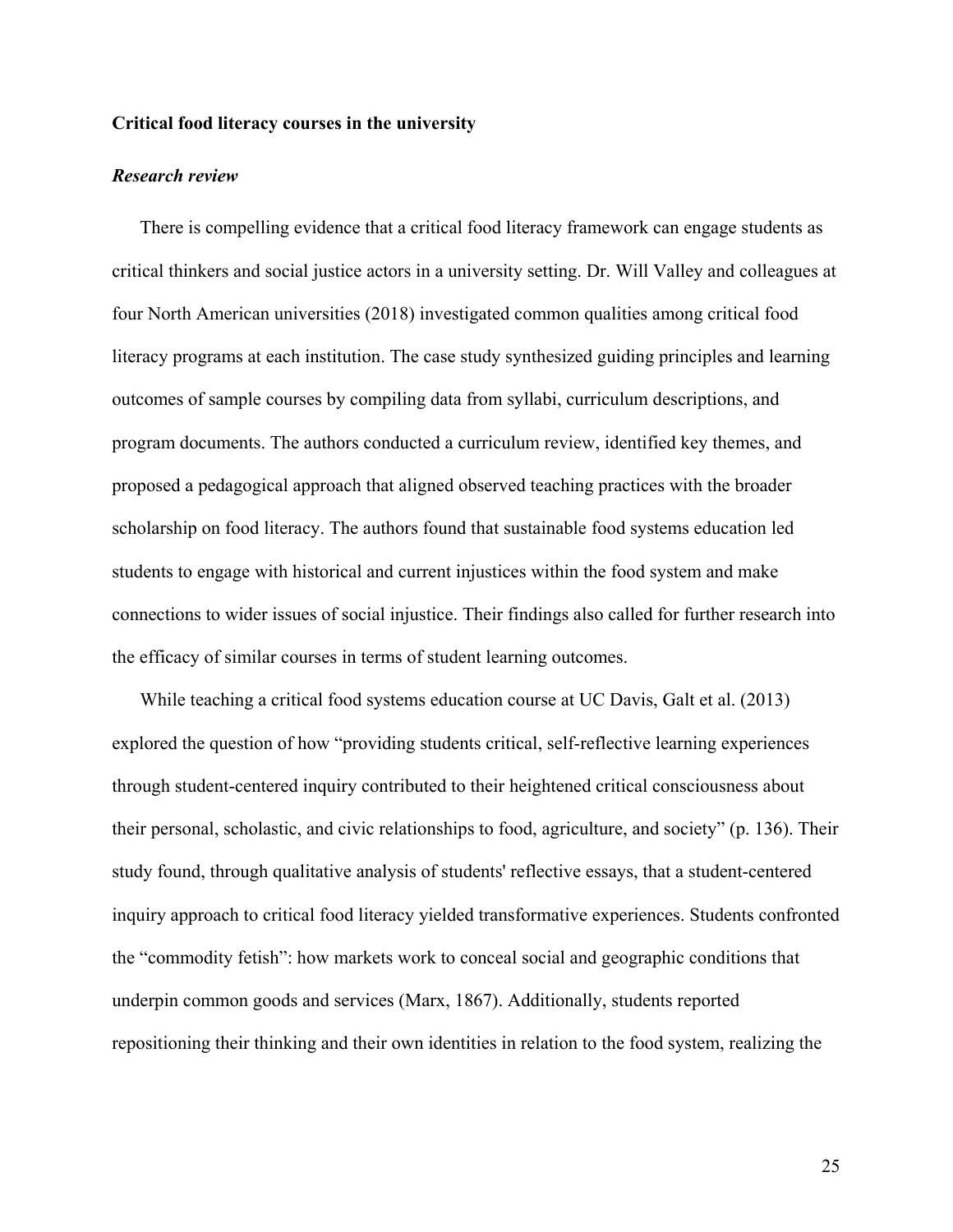**Critical food literacy courses in the university**

***Research review***

There is compelling evidence that a critical food literacy framework can engage students as critical thinkers and social justice actors in a university setting. Dr. Will Valley and colleagues at four North American universities (2018) investigated common qualities among critical food literacy programs at each institution. The case study synthesized guiding principles and learning outcomes of sample courses by compiling data from syllabi, curriculum descriptions, and program documents. The authors conducted a curriculum review, identified key themes, and proposed a pedagogical approach that aligned observed teaching practices with the broader scholarship on food literacy. The authors found that sustainable food systems education led students to engage with historical and current injustices within the food system and make connections to wider issues of social injustice. Their findings also called for further research into the efficacy of similar courses in terms of student learning outcomes.

While teaching a critical food systems education course at UC Davis, Galt et al. (2013) explored the question of how "providing students critical, self-reflective learning experiences through student-centered inquiry contributed to their heightened critical consciousness about their personal, scholastic, and civic relationships to food, agriculture, and society" (p. 136). Their study found, through qualitative analysis of students' reflective essays, that a student-centered inquiry approach to critical food literacy yielded transformative experiences. Students confronted the "commodity fetish": how markets work to conceal social and geographic conditions that underpin common goods and services (Marx, 1867). Additionally, students reported repositioning their thinking and their own identities in relation to the food system, realizing the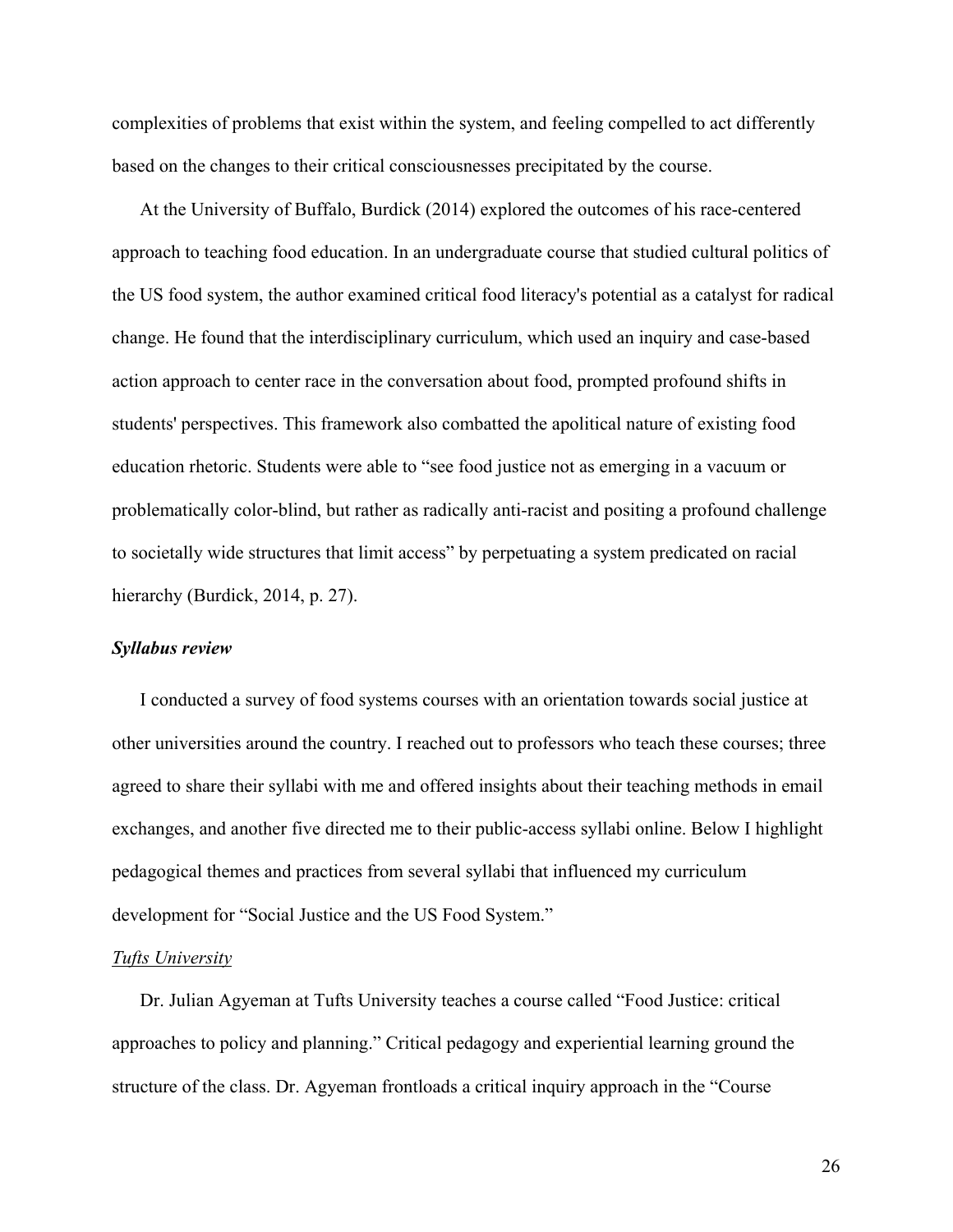complexities of problems that exist within the system, and feeling compelled to act differently based on the changes to their critical consciousnesses precipitated by the course.

At the University of Buffalo, Burdick (2014) explored the outcomes of his race-centered approach to teaching food education. In an undergraduate course that studied cultural politics of the US food system, the author examined critical food literacy's potential as a catalyst for radical change. He found that the interdisciplinary curriculum, which used an inquiry and case-based action approach to center race in the conversation about food, prompted profound shifts in students' perspectives. This framework also combatted the apolitical nature of existing food education rhetoric. Students were able to "see food justice not as emerging in a vacuum or problematically color-blind, but rather as radically anti-racist and positing a profound challenge to societally wide structures that limit access" by perpetuating a system predicated on racial hierarchy (Burdick, 2014, p. 27).

### ***Syllabus review***

I conducted a survey of food systems courses with an orientation towards social justice at other universities around the country. I reached out to professors who teach these courses; three agreed to share their syllabi with me and offered insights about their teaching methods in email exchanges, and another five directed me to their public-access syllabi online. Below I highlight pedagogical themes and practices from several syllabi that influenced my curriculum development for "Social Justice and the US Food System."

#### *Tufts University*

Dr. Julian Agyeman at Tufts University teaches a course called "Food Justice: critical approaches to policy and planning." Critical pedagogy and experiential learning ground the structure of the class. Dr. Agyeman frontloads a critical inquiry approach in the "Course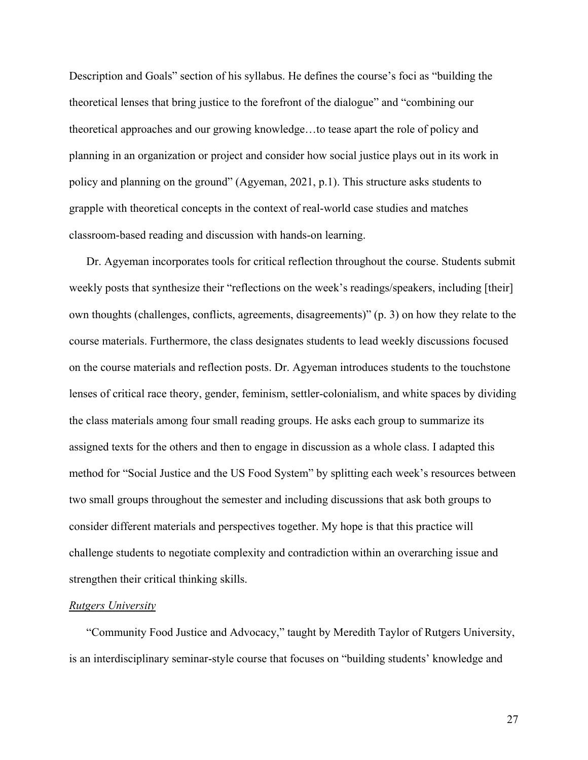Description and Goals" section of his syllabus. He defines the course's foci as "building the theoretical lenses that bring justice to the forefront of the dialogue" and "combining our theoretical approaches and our growing knowledge…to tease apart the role of policy and planning in an organization or project and consider how social justice plays out in its work in policy and planning on the ground" (Agyeman, 2021, p.1). This structure asks students to grapple with theoretical concepts in the context of real-world case studies and matches classroom-based reading and discussion with hands-on learning.

Dr. Agyeman incorporates tools for critical reflection throughout the course. Students submit weekly posts that synthesize their "reflections on the week's readings/speakers, including [their] own thoughts (challenges, conflicts, agreements, disagreements)" (p. 3) on how they relate to the course materials. Furthermore, the class designates students to lead weekly discussions focused on the course materials and reflection posts. Dr. Agyeman introduces students to the touchstone lenses of critical race theory, gender, feminism, settler-colonialism, and white spaces by dividing the class materials among four small reading groups. He asks each group to summarize its assigned texts for the others and then to engage in discussion as a whole class. I adapted this method for "Social Justice and the US Food System" by splitting each week's resources between two small groups throughout the semester and including discussions that ask both groups to consider different materials and perspectives together. My hope is that this practice will challenge students to negotiate complexity and contradiction within an overarching issue and strengthen their critical thinking skills.

*Rutgers University*

"Community Food Justice and Advocacy," taught by Meredith Taylor of Rutgers University, is an interdisciplinary seminar-style course that focuses on "building students' knowledge and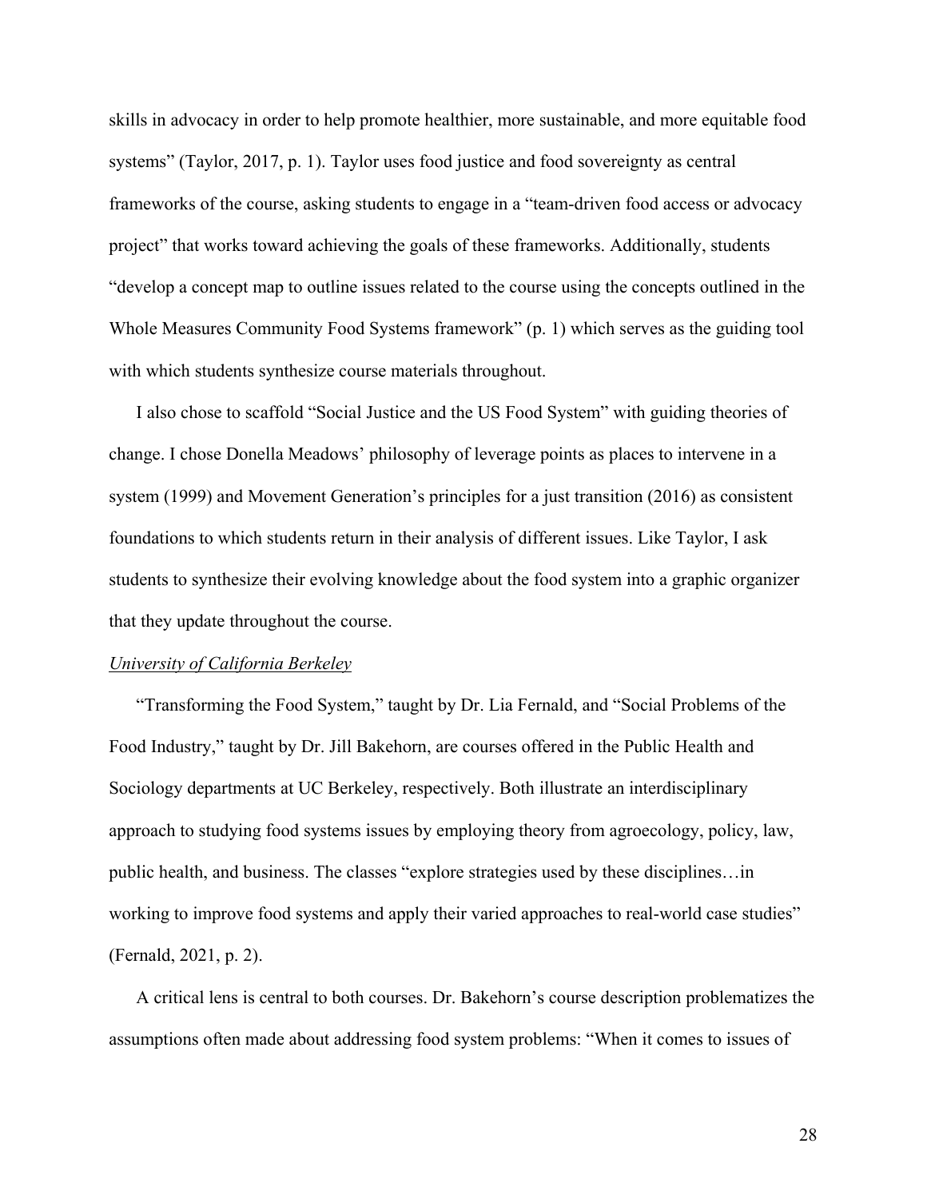skills in advocacy in order to help promote healthier, more sustainable, and more equitable food systems" (Taylor, 2017, p. 1). Taylor uses food justice and food sovereignty as central frameworks of the course, asking students to engage in a "team-driven food access or advocacy project" that works toward achieving the goals of these frameworks. Additionally, students "develop a concept map to outline issues related to the course using the concepts outlined in the Whole Measures Community Food Systems framework" (p. 1) which serves as the guiding tool with which students synthesize course materials throughout.

I also chose to scaffold "Social Justice and the US Food System" with guiding theories of change. I chose Donella Meadows' philosophy of leverage points as places to intervene in a system (1999) and Movement Generation's principles for a just transition (2016) as consistent foundations to which students return in their analysis of different issues. Like Taylor, I ask students to synthesize their evolving knowledge about the food system into a graphic organizer that they update throughout the course.

*University of California Berkeley*

"Transforming the Food System," taught by Dr. Lia Fernald, and "Social Problems of the Food Industry," taught by Dr. Jill Bakehorn, are courses offered in the Public Health and Sociology departments at UC Berkeley, respectively. Both illustrate an interdisciplinary approach to studying food systems issues by employing theory from agroecology, policy, law, public health, and business. The classes "explore strategies used by these disciplines…in working to improve food systems and apply their varied approaches to real-world case studies" (Fernald, 2021, p. 2).

A critical lens is central to both courses. Dr. Bakehorn's course description problematizes the assumptions often made about addressing food system problems: "When it comes to issues of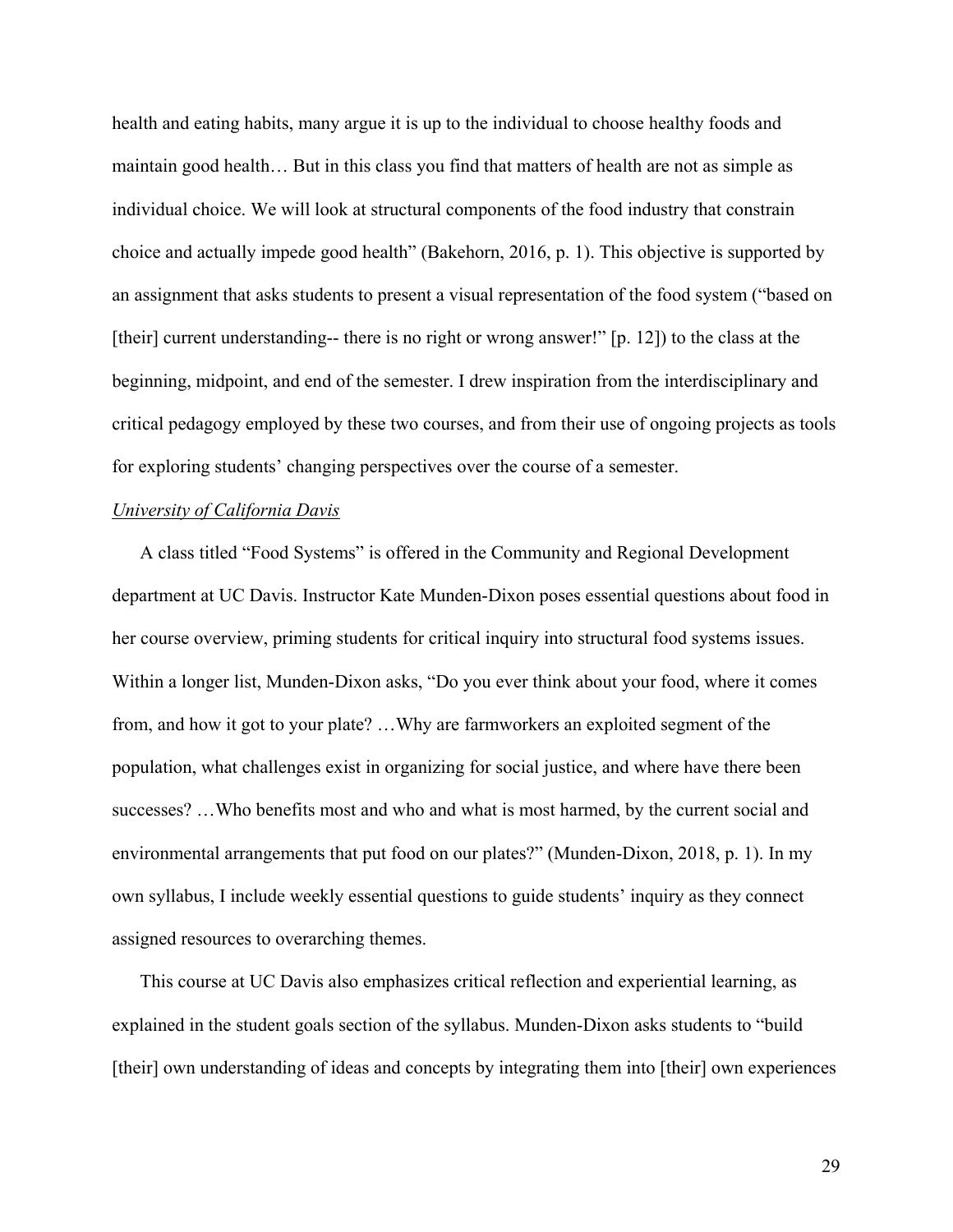health and eating habits, many argue it is up to the individual to choose healthy foods and maintain good health… But in this class you find that matters of health are not as simple as individual choice. We will look at structural components of the food industry that constrain choice and actually impede good health" (Bakehorn, 2016, p. 1). This objective is supported by an assignment that asks students to present a visual representation of the food system ("based on [their] current understanding-- there is no right or wrong answer!" [p. 12]) to the class at the beginning, midpoint, and end of the semester. I drew inspiration from the interdisciplinary and critical pedagogy employed by these two courses, and from their use of ongoing projects as tools for exploring students' changing perspectives over the course of a semester.

*University of California Davis*

A class titled "Food Systems" is offered in the Community and Regional Development department at UC Davis. Instructor Kate Munden-Dixon poses essential questions about food in her course overview, priming students for critical inquiry into structural food systems issues. Within a longer list, Munden-Dixon asks, "Do you ever think about your food, where it comes from, and how it got to your plate? …Why are farmworkers an exploited segment of the population, what challenges exist in organizing for social justice, and where have there been successes? …Who benefits most and who and what is most harmed, by the current social and environmental arrangements that put food on our plates?" (Munden-Dixon, 2018, p. 1). In my own syllabus, I include weekly essential questions to guide students' inquiry as they connect assigned resources to overarching themes.

This course at UC Davis also emphasizes critical reflection and experiential learning, as explained in the student goals section of the syllabus. Munden-Dixon asks students to "build [their] own understanding of ideas and concepts by integrating them into [their] own experiences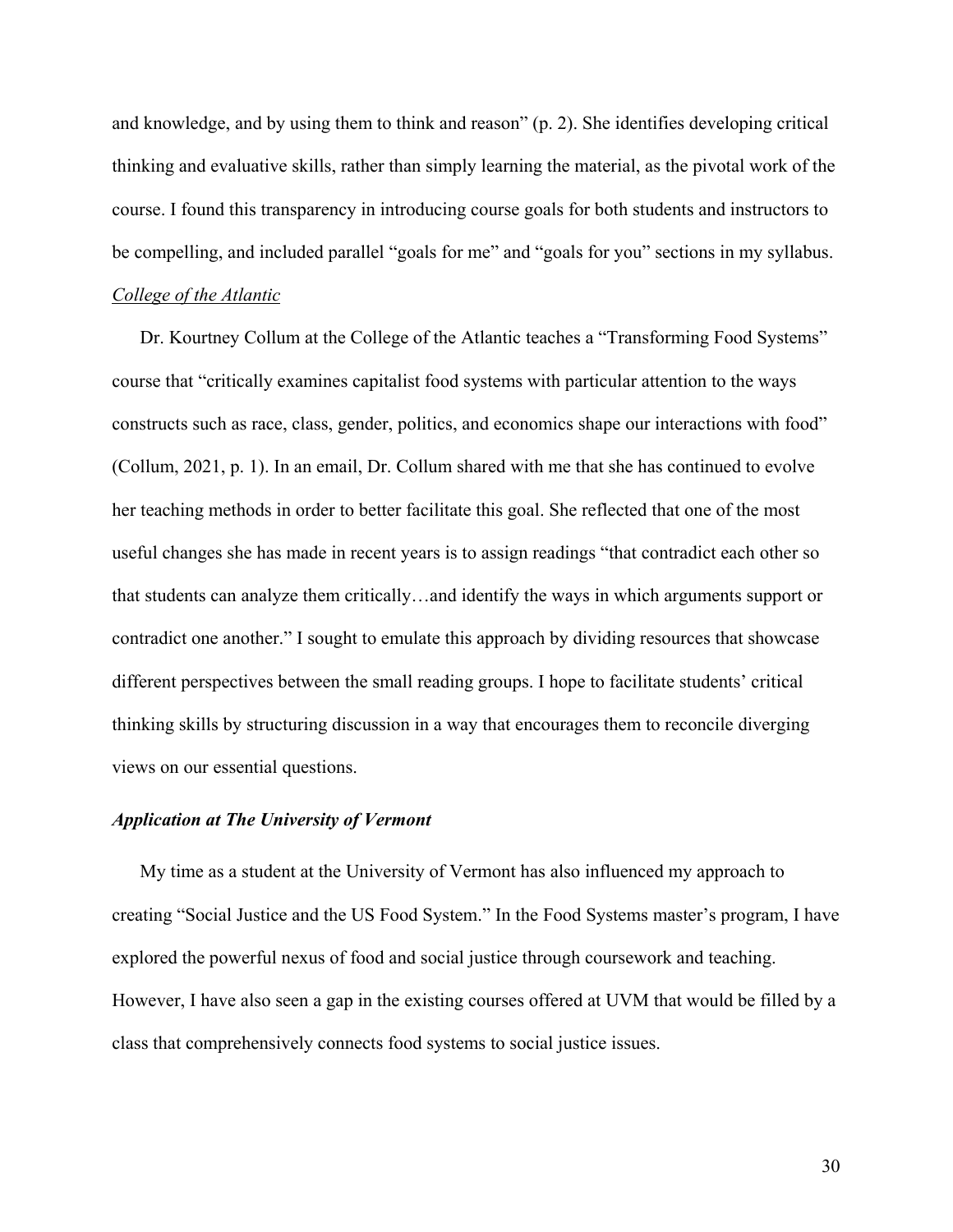and knowledge, and by using them to think and reason" (p. 2). She identifies developing critical thinking and evaluative skills, rather than simply learning the material, as the pivotal work of the course. I found this transparency in introducing course goals for both students and instructors to be compelling, and included parallel "goals for me" and "goals for you" sections in my syllabus.

#### College of the Atlantic

Dr. Kourtney Collum at the College of the Atlantic teaches a "Transforming Food Systems" course that "critically examines capitalist food systems with particular attention to the ways constructs such as race, class, gender, politics, and economics shape our interactions with food" (Collum, 2021, p. 1). In an email, Dr. Collum shared with me that she has continued to evolve her teaching methods in order to better facilitate this goal. She reflected that one of the most useful changes she has made in recent years is to assign readings "that contradict each other so that students can analyze them critically…and identify the ways in which arguments support or contradict one another." I sought to emulate this approach by dividing resources that showcase different perspectives between the small reading groups. I hope to facilitate students' critical thinking skills by structuring discussion in a way that encourages them to reconcile diverging views on our essential questions.

### *Application at The University of Vermont*

My time as a student at the University of Vermont has also influenced my approach to creating "Social Justice and the US Food System." In the Food Systems master's program, I have explored the powerful nexus of food and social justice through coursework and teaching. However, I have also seen a gap in the existing courses offered at UVM that would be filled by a class that comprehensively connects food systems to social justice issues.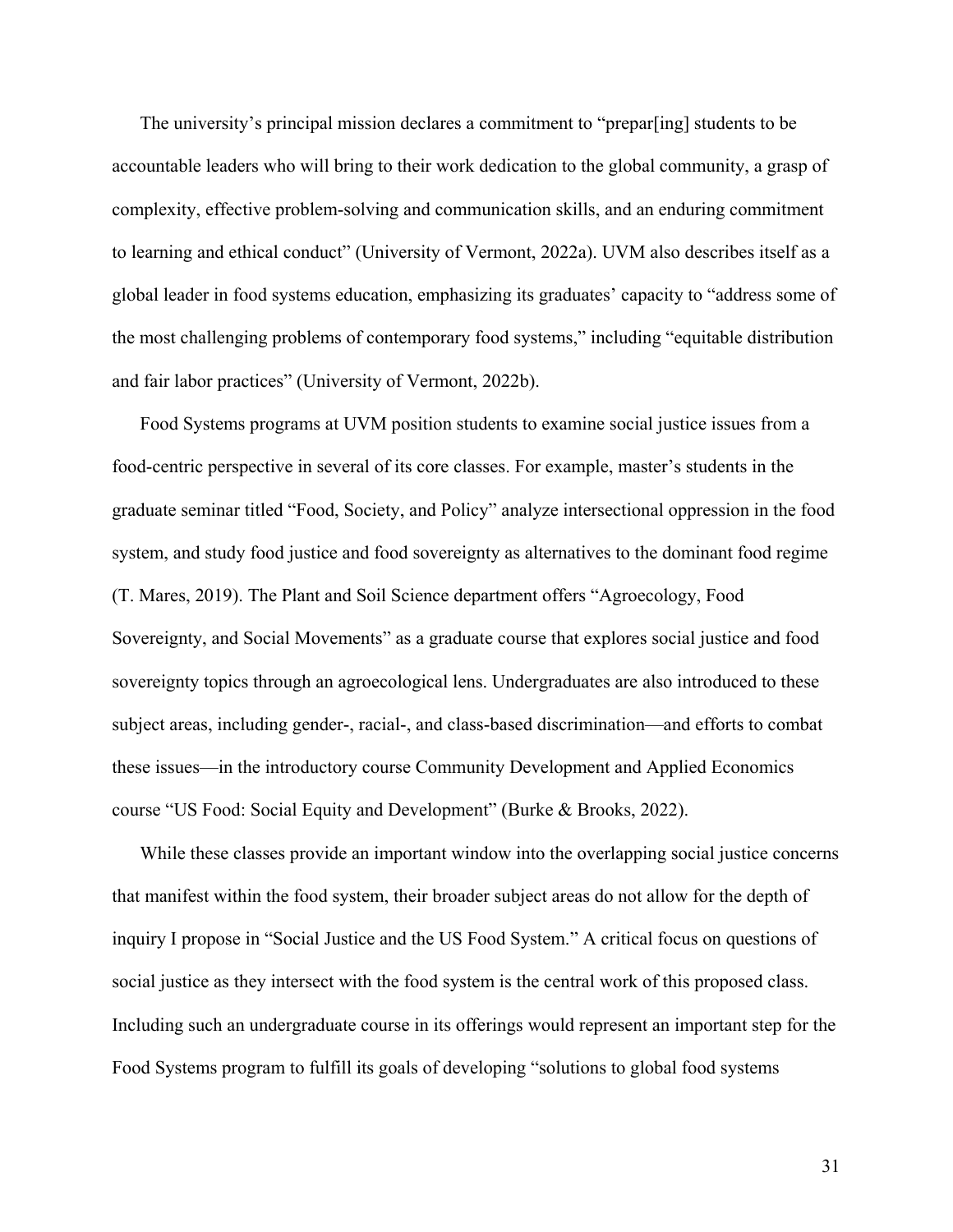The university's principal mission declares a commitment to "prepar[ing] students to be accountable leaders who will bring to their work dedication to the global community, a grasp of complexity, effective problem-solving and communication skills, and an enduring commitment to learning and ethical conduct" (University of Vermont, 2022a). UVM also describes itself as a global leader in food systems education, emphasizing its graduates' capacity to "address some of the most challenging problems of contemporary food systems," including "equitable distribution and fair labor practices" (University of Vermont, 2022b).

Food Systems programs at UVM position students to examine social justice issues from a food-centric perspective in several of its core classes. For example, master's students in the graduate seminar titled "Food, Society, and Policy" analyze intersectional oppression in the food system, and study food justice and food sovereignty as alternatives to the dominant food regime (T. Mares, 2019). The Plant and Soil Science department offers "Agroecology, Food Sovereignty, and Social Movements" as a graduate course that explores social justice and food sovereignty topics through an agroecological lens. Undergraduates are also introduced to these subject areas, including gender-, racial-, and class-based discrimination—and efforts to combat these issues—in the introductory course Community Development and Applied Economics course "US Food: Social Equity and Development" (Burke & Brooks, 2022).

While these classes provide an important window into the overlapping social justice concerns that manifest within the food system, their broader subject areas do not allow for the depth of inquiry I propose in "Social Justice and the US Food System." A critical focus on questions of social justice as they intersect with the food system is the central work of this proposed class. Including such an undergraduate course in its offerings would represent an important step for the Food Systems program to fulfill its goals of developing "solutions to global food systems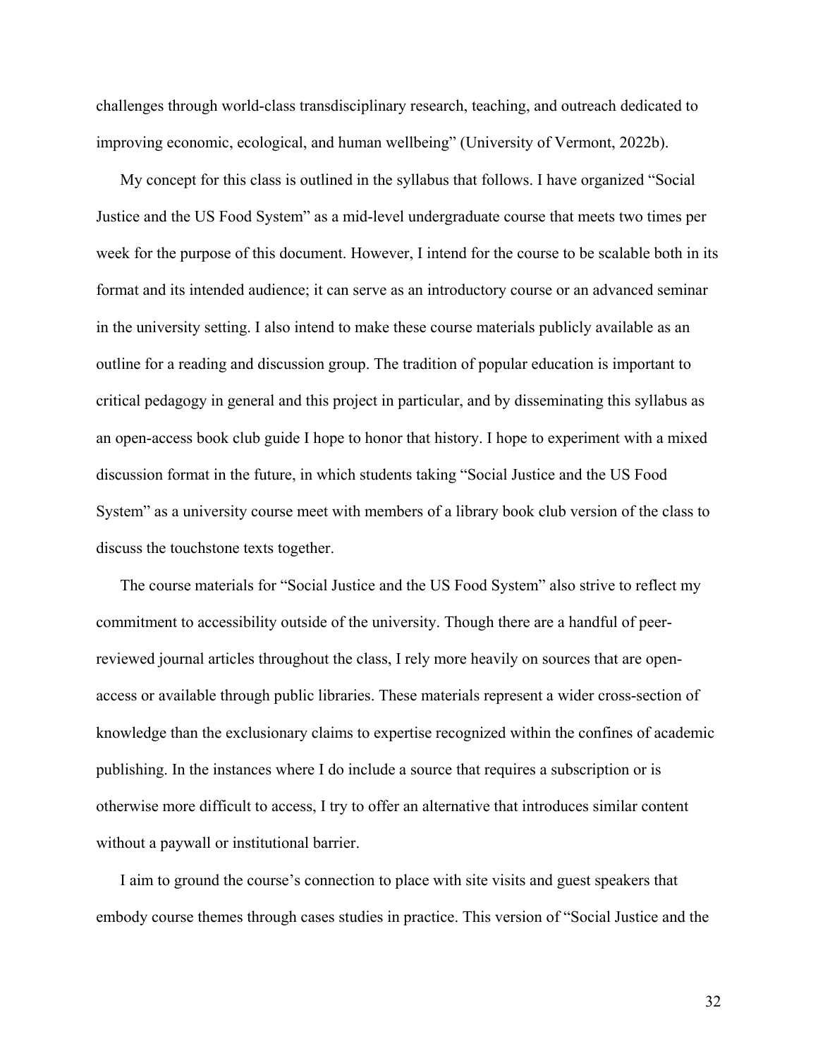challenges through world-class transdisciplinary research, teaching, and outreach dedicated to improving economic, ecological, and human wellbeing" (University of Vermont, 2022b).

My concept for this class is outlined in the syllabus that follows. I have organized "Social Justice and the US Food System" as a mid-level undergraduate course that meets two times per week for the purpose of this document. However, I intend for the course to be scalable both in its format and its intended audience; it can serve as an introductory course or an advanced seminar in the university setting. I also intend to make these course materials publicly available as an outline for a reading and discussion group. The tradition of popular education is important to critical pedagogy in general and this project in particular, and by disseminating this syllabus as an open-access book club guide I hope to honor that history. I hope to experiment with a mixed discussion format in the future, in which students taking "Social Justice and the US Food System" as a university course meet with members of a library book club version of the class to discuss the touchstone texts together.

The course materials for "Social Justice and the US Food System" also strive to reflect my commitment to accessibility outside of the university. Though there are a handful of peer-reviewed journal articles throughout the class, I rely more heavily on sources that are open-access or available through public libraries. These materials represent a wider cross-section of knowledge than the exclusionary claims to expertise recognized within the confines of academic publishing. In the instances where I do include a source that requires a subscription or is otherwise more difficult to access, I try to offer an alternative that introduces similar content without a paywall or institutional barrier.

I aim to ground the course's connection to place with site visits and guest speakers that embody course themes through cases studies in practice. This version of "Social Justice and the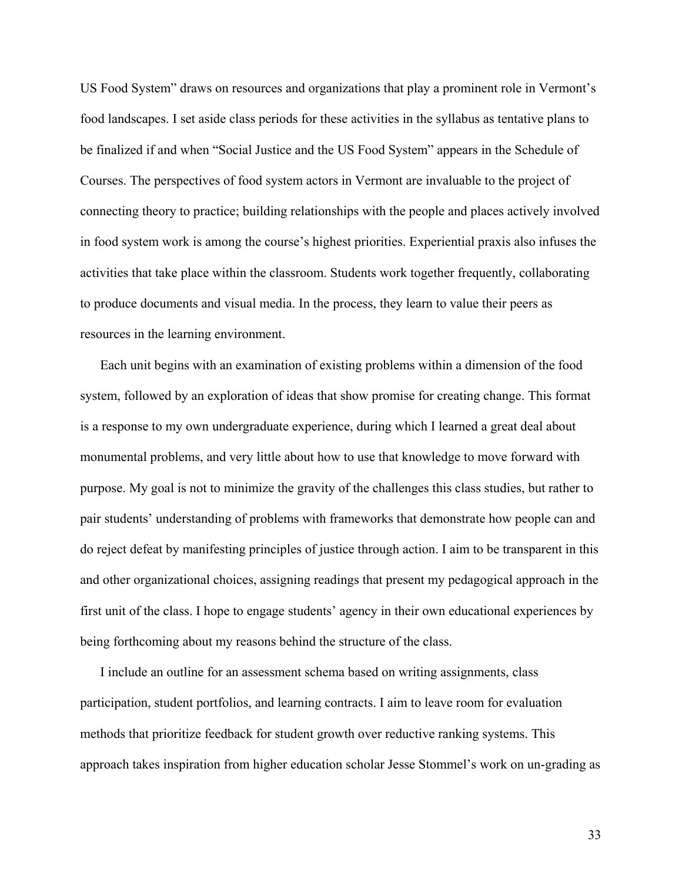US Food System" draws on resources and organizations that play a prominent role in Vermont's food landscapes. I set aside class periods for these activities in the syllabus as tentative plans to be finalized if and when "Social Justice and the US Food System" appears in the Schedule of Courses. The perspectives of food system actors in Vermont are invaluable to the project of connecting theory to practice; building relationships with the people and places actively involved in food system work is among the course's highest priorities. Experiential praxis also infuses the activities that take place within the classroom. Students work together frequently, collaborating to produce documents and visual media. In the process, they learn to value their peers as resources in the learning environment.

Each unit begins with an examination of existing problems within a dimension of the food system, followed by an exploration of ideas that show promise for creating change. This format is a response to my own undergraduate experience, during which I learned a great deal about monumental problems, and very little about how to use that knowledge to move forward with purpose. My goal is not to minimize the gravity of the challenges this class studies, but rather to pair students' understanding of problems with frameworks that demonstrate how people can and do reject defeat by manifesting principles of justice through action. I aim to be transparent in this and other organizational choices, assigning readings that present my pedagogical approach in the first unit of the class. I hope to engage students' agency in their own educational experiences by being forthcoming about my reasons behind the structure of the class.

I include an outline for an assessment schema based on writing assignments, class participation, student portfolios, and learning contracts. I aim to leave room for evaluation methods that prioritize feedback for student growth over reductive ranking systems. This approach takes inspiration from higher education scholar Jesse Stommel's work on un-grading as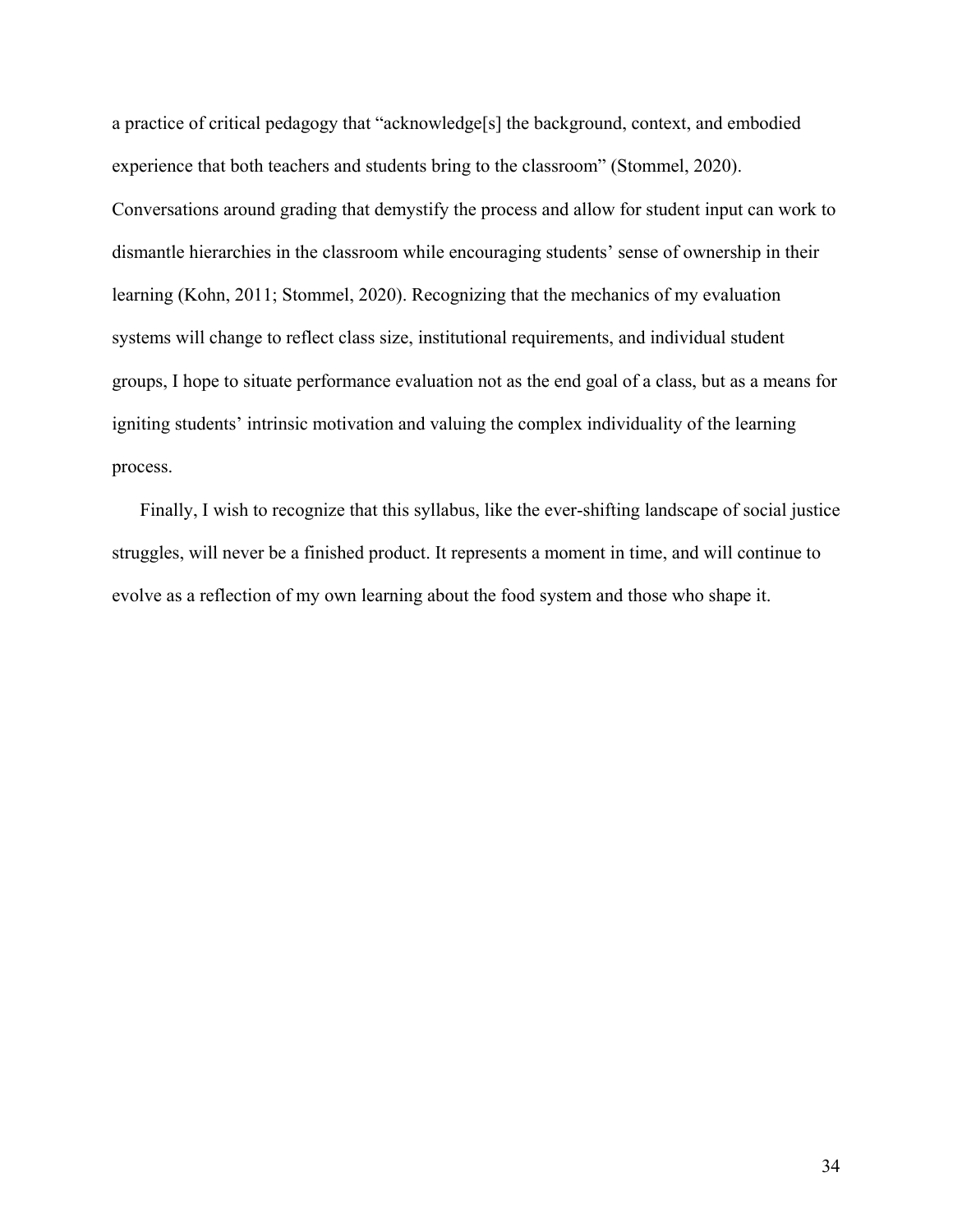a practice of critical pedagogy that "acknowledge[s] the background, context, and embodied experience that both teachers and students bring to the classroom" (Stommel, 2020). Conversations around grading that demystify the process and allow for student input can work to dismantle hierarchies in the classroom while encouraging students' sense of ownership in their learning (Kohn, 2011; Stommel, 2020). Recognizing that the mechanics of my evaluation systems will change to reflect class size, institutional requirements, and individual student groups, I hope to situate performance evaluation not as the end goal of a class, but as a means for igniting students' intrinsic motivation and valuing the complex individuality of the learning process.

Finally, I wish to recognize that this syllabus, like the ever-shifting landscape of social justice struggles, will never be a finished product. It represents a moment in time, and will continue to evolve as a reflection of my own learning about the food system and those who shape it.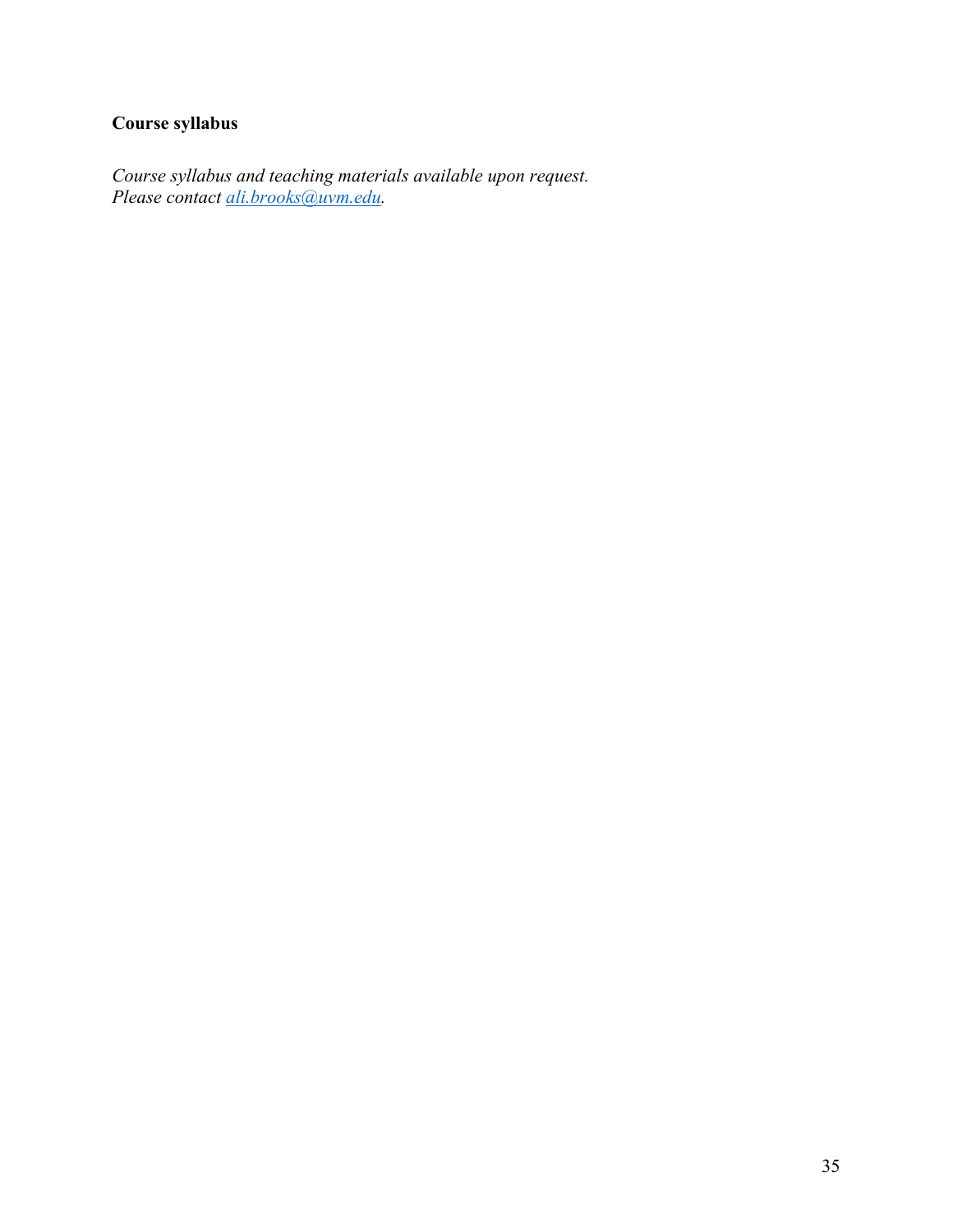**Course syllabus**

*Course syllabus and teaching materials available upon request.*
*Please contact [ali.brooks@uvm.edu](mailto:ali.brooks@uvm.edu).*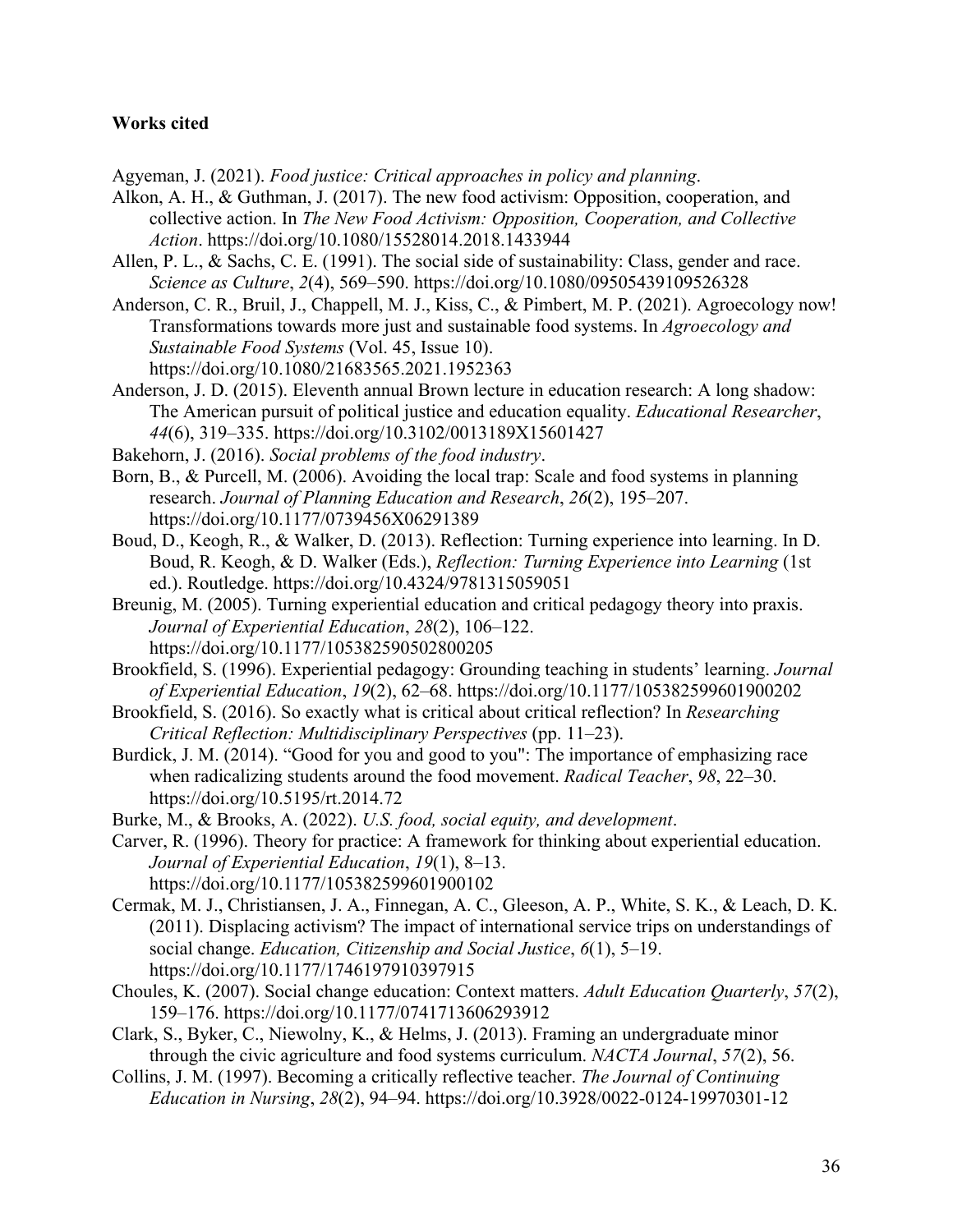**Works cited**

Agyeman, J. (2021). *Food justice: Critical approaches in policy and planning*.

Alkon, A. H., & Guthman, J. (2017). The new food activism: Opposition, cooperation, and collective action. In *The New Food Activism: Opposition, Cooperation, and Collective Action*. https://doi.org/10.1080/15528014.2018.1433944

Allen, P. L., & Sachs, C. E. (1991). The social side of sustainability: Class, gender and race. *Science as Culture*, *2*(4), 569–590. https://doi.org/10.1080/09505439109526328

Anderson, C. R., Bruil, J., Chappell, M. J., Kiss, C., & Pimbert, M. P. (2021). Agroecology now! Transformations towards more just and sustainable food systems. In *Agroecology and Sustainable Food Systems* (Vol. 45, Issue 10). https://doi.org/10.1080/21683565.2021.1952363

Anderson, J. D. (2015). Eleventh annual Brown lecture in education research: A long shadow: The American pursuit of political justice and education equality. *Educational Researcher*, *44*(6), 319–335. https://doi.org/10.3102/0013189X15601427

Bakehorn, J. (2016). *Social problems of the food industry*.

Born, B., & Purcell, M. (2006). Avoiding the local trap: Scale and food systems in planning research. *Journal of Planning Education and Research*, *26*(2), 195–207. https://doi.org/10.1177/0739456X06291389

Boud, D., Keogh, R., & Walker, D. (2013). Reflection: Turning experience into learning. In D. Boud, R. Keogh, & D. Walker (Eds.), *Reflection: Turning Experience into Learning* (1st ed.). Routledge. https://doi.org/10.4324/9781315059051

Breunig, M. (2005). Turning experiential education and critical pedagogy theory into praxis. *Journal of Experiential Education*, *28*(2), 106–122. https://doi.org/10.1177/105382590502800205

Brookfield, S. (1996). Experiential pedagogy: Grounding teaching in students' learning. *Journal of Experiential Education*, *19*(2), 62–68. https://doi.org/10.1177/105382599601900202

Brookfield, S. (2016). So exactly what is critical about critical reflection? In *Researching Critical Reflection: Multidisciplinary Perspectives* (pp. 11–23).

Burdick, J. M. (2014). "Good for you and good to you": The importance of emphasizing race when radicalizing students around the food movement. *Radical Teacher*, *98*, 22–30. https://doi.org/10.5195/rt.2014.72

Burke, M., & Brooks, A. (2022). *U.S. food, social equity, and development*.

Carver, R. (1996). Theory for practice: A framework for thinking about experiential education. *Journal of Experiential Education*, *19*(1), 8–13. https://doi.org/10.1177/105382599601900102

Cermak, M. J., Christiansen, J. A., Finnegan, A. C., Gleeson, A. P., White, S. K., & Leach, D. K. (2011). Displacing activism? The impact of international service trips on understandings of social change. *Education, Citizenship and Social Justice*, *6*(1), 5–19. https://doi.org/10.1177/1746197910397915

Choules, K. (2007). Social change education: Context matters. *Adult Education Quarterly*, *57*(2), 159–176. https://doi.org/10.1177/0741713606293912

Clark, S., Byker, C., Niewolny, K., & Helms, J. (2013). Framing an undergraduate minor through the civic agriculture and food systems curriculum. *NACTA Journal*, *57*(2), 56.

Collins, J. M. (1997). Becoming a critically reflective teacher. *The Journal of Continuing Education in Nursing*, *28*(2), 94–94. https://doi.org/10.3928/0022-0124-19970301-12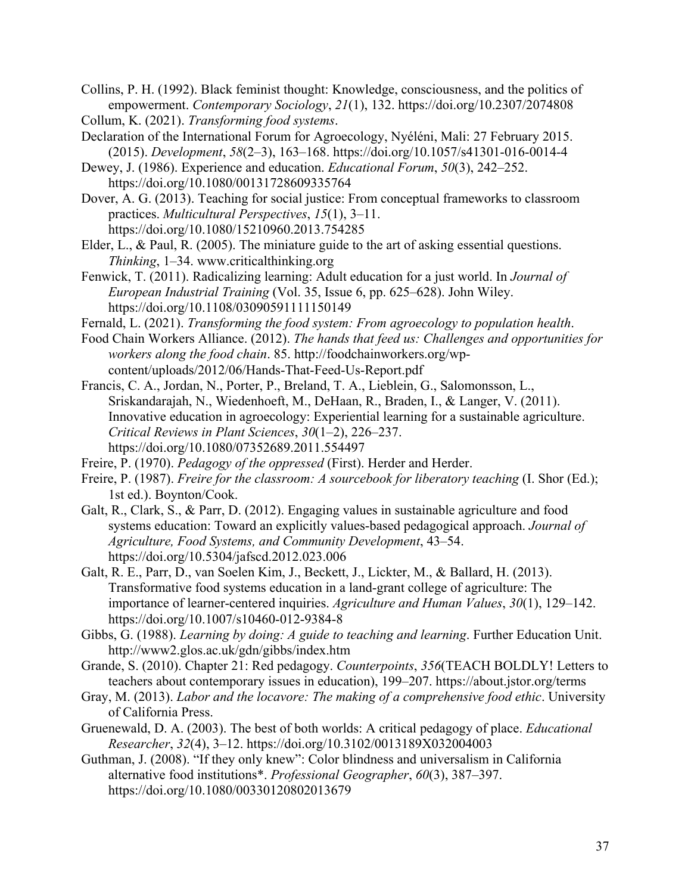Collins, P. H. (1992). Black feminist thought: Knowledge, consciousness, and the politics of empowerment. *Contemporary Sociology*, *21*(1), 132. https://doi.org/10.2307/2074808

Collum, K. (2021). *Transforming food systems*.

Declaration of the International Forum for Agroecology, Nyéléni, Mali: 27 February 2015. (2015). *Development*, *58*(2–3), 163–168. https://doi.org/10.1057/s41301-016-0014-4

Dewey, J. (1986). Experience and education. *Educational Forum*, *50*(3), 242–252. https://doi.org/10.1080/00131728609335764

Dover, A. G. (2013). Teaching for social justice: From conceptual frameworks to classroom practices. *Multicultural Perspectives*, *15*(1), 3–11. https://doi.org/10.1080/15210960.2013.754285

Elder, L., & Paul, R. (2005). The miniature guide to the art of asking essential questions. *Thinking*, 1–34. www.criticalthinking.org

Fenwick, T. (2011). Radicalizing learning: Adult education for a just world. In *Journal of European Industrial Training* (Vol. 35, Issue 6, pp. 625–628). John Wiley. https://doi.org/10.1108/03090591111150149

Fernald, L. (2021). *Transforming the food system: From agroecology to population health*.

Food Chain Workers Alliance. (2012). *The hands that feed us: Challenges and opportunities for workers along the food chain*. 85. http://foodchainworkers.org/wp-content/uploads/2012/06/Hands-That-Feed-Us-Report.pdf

Francis, C. A., Jordan, N., Porter, P., Breland, T. A., Lieblein, G., Salomonsson, L., Sriskandarajah, N., Wiedenhoeft, M., DeHaan, R., Braden, I., & Langer, V. (2011). Innovative education in agroecology: Experiential learning for a sustainable agriculture. *Critical Reviews in Plant Sciences*, *30*(1–2), 226–237. https://doi.org/10.1080/07352689.2011.554497

Freire, P. (1970). *Pedagogy of the oppressed* (First). Herder and Herder.

Freire, P. (1987). *Freire for the classroom: A sourcebook for liberatory teaching* (I. Shor (Ed.); 1st ed.). Boynton/Cook.

Galt, R., Clark, S., & Parr, D. (2012). Engaging values in sustainable agriculture and food systems education: Toward an explicitly values-based pedagogical approach. *Journal of Agriculture, Food Systems, and Community Development*, 43–54. https://doi.org/10.5304/jafscd.2012.023.006

Galt, R. E., Parr, D., van Soelen Kim, J., Beckett, J., Lickter, M., & Ballard, H. (2013). Transformative food systems education in a land-grant college of agriculture: The importance of learner-centered inquiries. *Agriculture and Human Values*, *30*(1), 129–142. https://doi.org/10.1007/s10460-012-9384-8

Gibbs, G. (1988). *Learning by doing: A guide to teaching and learning*. Further Education Unit. http://www2.glos.ac.uk/gdn/gibbs/index.htm

Grande, S. (2010). Chapter 21: Red pedagogy. *Counterpoints*, *356*(TEACH BOLDLY! Letters to teachers about contemporary issues in education), 199–207. https://about.jstor.org/terms

Gray, M. (2013). *Labor and the locavore: The making of a comprehensive food ethic*. University of California Press.

Gruenewald, D. A. (2003). The best of both worlds: A critical pedagogy of place. *Educational Researcher*, *32*(4), 3–12. https://doi.org/10.3102/0013189X032004003

Guthman, J. (2008). "If they only knew": Color blindness and universalism in California alternative food institutions*. *Professional Geographer*, *60*(3), 387–397. https://doi.org/10.1080/00330120802013679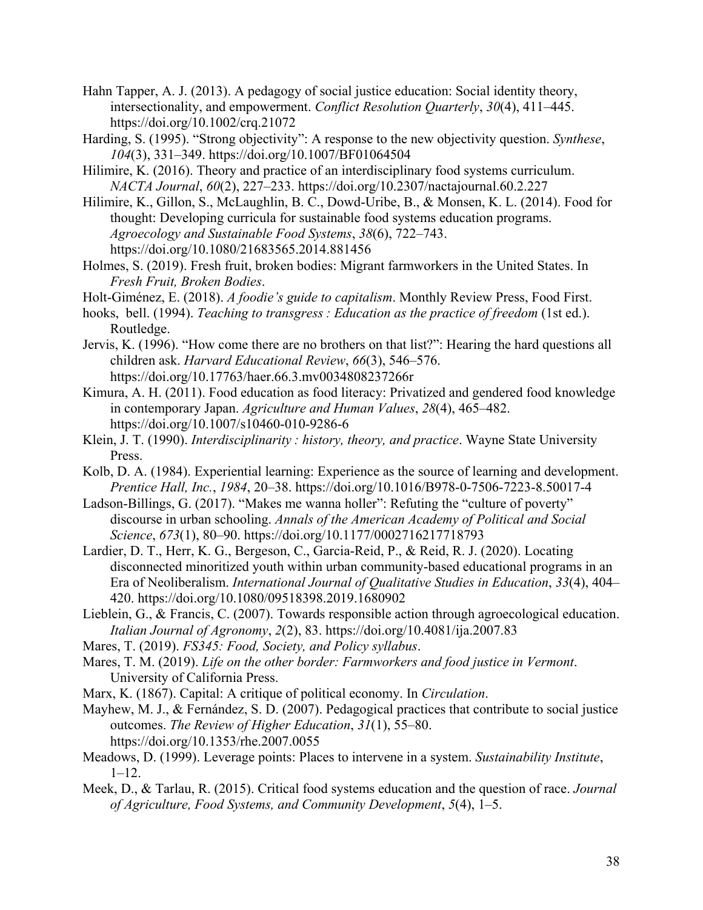Hahn Tapper, A. J. (2013). A pedagogy of social justice education: Social identity theory, intersectionality, and empowerment. *Conflict Resolution Quarterly*, *30*(4), 411–445. https://doi.org/10.1002/crq.21072

Harding, S. (1995). “Strong objectivity”: A response to the new objectivity question. *Synthese*, *104*(3), 331–349. https://doi.org/10.1007/BF01064504

Hilimire, K. (2016). Theory and practice of an interdisciplinary food systems curriculum. *NACTA Journal*, *60*(2), 227–233. https://doi.org/10.2307/nactajournal.60.2.227

Hilimire, K., Gillon, S., McLaughlin, B. C., Dowd-Uribe, B., & Monsen, K. L. (2014). Food for thought: Developing curricula for sustainable food systems education programs. *Agroecology and Sustainable Food Systems*, *38*(6), 722–743. https://doi.org/10.1080/21683565.2014.881456

Holmes, S. (2019). Fresh fruit, broken bodies: Migrant farmworkers in the United States. In *Fresh Fruit, Broken Bodies*.

Holt-Giménez, E. (2018). *A foodie’s guide to capitalism*. Monthly Review Press, Food First.

hooks, bell. (1994). *Teaching to transgress : Education as the practice of freedom* (1st ed.). Routledge.

Jervis, K. (1996). “How come there are no brothers on that list?”: Hearing the hard questions all children ask. *Harvard Educational Review*, *66*(3), 546–576. https://doi.org/10.17763/haer.66.3.mv0034808237266r

Kimura, A. H. (2011). Food education as food literacy: Privatized and gendered food knowledge in contemporary Japan. *Agriculture and Human Values*, *28*(4), 465–482. https://doi.org/10.1007/s10460-010-9286-6

Klein, J. T. (1990). *Interdisciplinarity : history, theory, and practice*. Wayne State University Press.

Kolb, D. A. (1984). Experiential learning: Experience as the source of learning and development. *Prentice Hall, Inc.*, *1984*, 20–38. https://doi.org/10.1016/B978-0-7506-7223-8.50017-4

Ladson-Billings, G. (2017). “Makes me wanna holler”: Refuting the “culture of poverty” discourse in urban schooling. *Annals of the American Academy of Political and Social Science*, *673*(1), 80–90. https://doi.org/10.1177/0002716217718793

Lardier, D. T., Herr, K. G., Bergeson, C., Garcia-Reid, P., & Reid, R. J. (2020). Locating disconnected minoritized youth within urban community-based educational programs in an Era of Neoliberalism. *International Journal of Qualitative Studies in Education*, *33*(4), 404–420. https://doi.org/10.1080/09518398.2019.1680902

Lieblein, G., & Francis, C. (2007). Towards responsible action through agroecological education. *Italian Journal of Agronomy*, *2*(2), 83. https://doi.org/10.4081/ija.2007.83

Mares, T. (2019). *FS345: Food, Society, and Policy syllabus*.

Mares, T. M. (2019). *Life on the other border: Farmworkers and food justice in Vermont*. University of California Press.

Marx, K. (1867). Capital: A critique of political economy. In *Circulation*.

Mayhew, M. J., & Fernández, S. D. (2007). Pedagogical practices that contribute to social justice outcomes. *The Review of Higher Education*, *31*(1), 55–80. https://doi.org/10.1353/rhe.2007.0055

Meadows, D. (1999). Leverage points: Places to intervene in a system. *Sustainability Institute*, 1–12.

Meek, D., & Tarlau, R. (2015). Critical food systems education and the question of race. *Journal of Agriculture, Food Systems, and Community Development*, *5*(4), 1–5.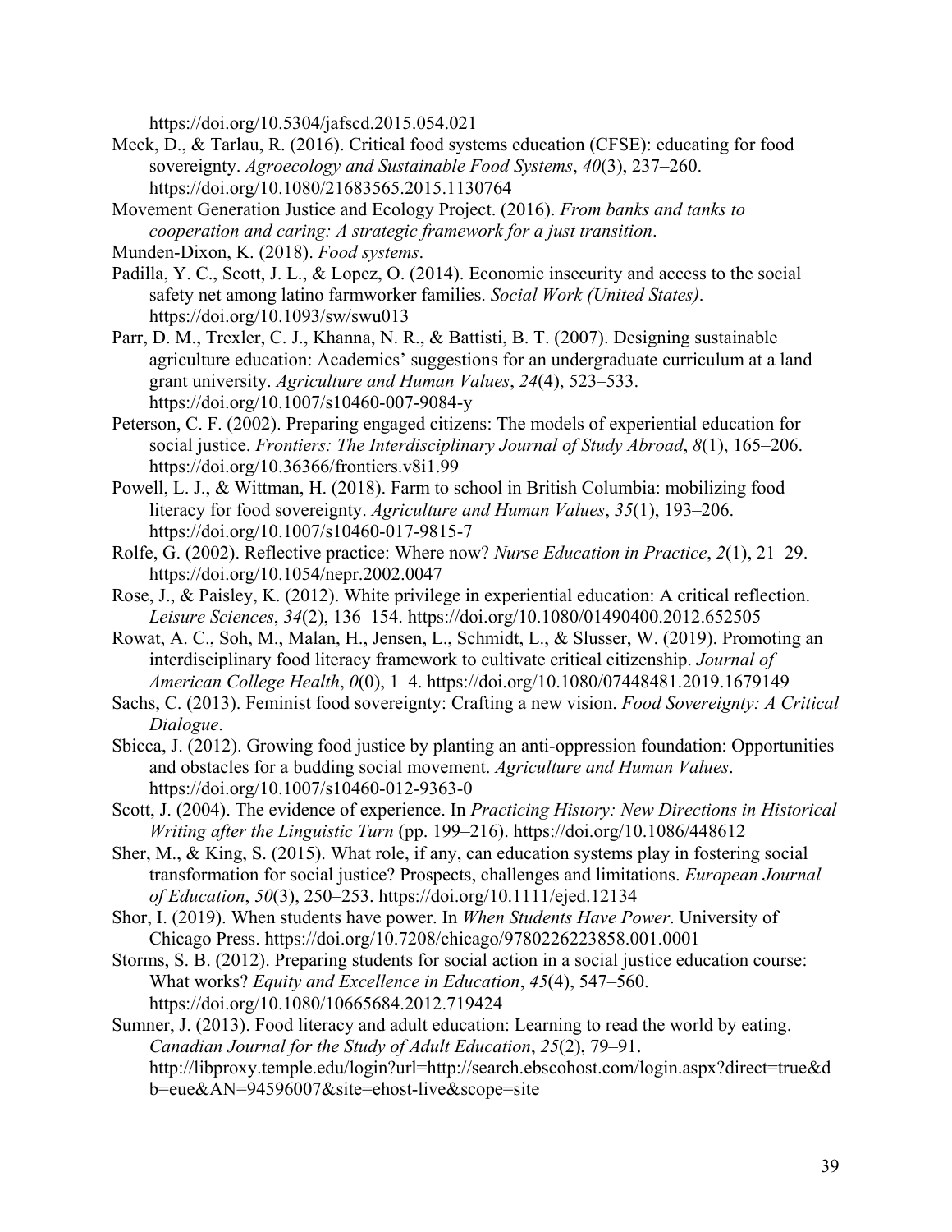https://doi.org/10.5304/jafscd.2015.054.021

Meek, D., & Tarlau, R. (2016). Critical food systems education (CFSE): educating for food sovereignty. *Agroecology and Sustainable Food Systems*, *40*(3), 237–260. https://doi.org/10.1080/21683565.2015.1130764

Movement Generation Justice and Ecology Project. (2016). *From banks and tanks to cooperation and caring: A strategic framework for a just transition*.

Munden-Dixon, K. (2018). *Food systems*.

Padilla, Y. C., Scott, J. L., & Lopez, O. (2014). Economic insecurity and access to the social safety net among latino farmworker families. *Social Work (United States)*. https://doi.org/10.1093/sw/swu013

Parr, D. M., Trexler, C. J., Khanna, N. R., & Battisti, B. T. (2007). Designing sustainable agriculture education: Academics' suggestions for an undergraduate curriculum at a land grant university. *Agriculture and Human Values*, *24*(4), 523–533. https://doi.org/10.1007/s10460-007-9084-y

Peterson, C. F. (2002). Preparing engaged citizens: The models of experiential education for social justice. *Frontiers: The Interdisciplinary Journal of Study Abroad*, *8*(1), 165–206. https://doi.org/10.36366/frontiers.v8i1.99

Powell, L. J., & Wittman, H. (2018). Farm to school in British Columbia: mobilizing food literacy for food sovereignty. *Agriculture and Human Values*, *35*(1), 193–206. https://doi.org/10.1007/s10460-017-9815-7

Rolfe, G. (2002). Reflective practice: Where now? *Nurse Education in Practice*, *2*(1), 21–29. https://doi.org/10.1054/nepr.2002.0047

Rose, J., & Paisley, K. (2012). White privilege in experiential education: A critical reflection. *Leisure Sciences*, *34*(2), 136–154. https://doi.org/10.1080/01490400.2012.652505

Rowat, A. C., Soh, M., Malan, H., Jensen, L., Schmidt, L., & Slusser, W. (2019). Promoting an interdisciplinary food literacy framework to cultivate critical citizenship. *Journal of American College Health*, *0*(0), 1–4. https://doi.org/10.1080/07448481.2019.1679149

Sachs, C. (2013). Feminist food sovereignty: Crafting a new vision. *Food Sovereignty: A Critical Dialogue*.

Sbicca, J. (2012). Growing food justice by planting an anti-oppression foundation: Opportunities and obstacles for a budding social movement. *Agriculture and Human Values*. https://doi.org/10.1007/s10460-012-9363-0

Scott, J. (2004). The evidence of experience. In *Practicing History: New Directions in Historical Writing after the Linguistic Turn* (pp. 199–216). https://doi.org/10.1086/448612

Sher, M., & King, S. (2015). What role, if any, can education systems play in fostering social transformation for social justice? Prospects, challenges and limitations. *European Journal of Education*, *50*(3), 250–253. https://doi.org/10.1111/ejed.12134

Shor, I. (2019). When students have power. In *When Students Have Power*. University of Chicago Press. https://doi.org/10.7208/chicago/9780226223858.001.0001

Storms, S. B. (2012). Preparing students for social action in a social justice education course: What works? *Equity and Excellence in Education*, *45*(4), 547–560. https://doi.org/10.1080/10665684.2012.719424

Sumner, J. (2013). Food literacy and adult education: Learning to read the world by eating. *Canadian Journal for the Study of Adult Education*, *25*(2), 79–91. http://libproxy.temple.edu/login?url=http://search.ebscohost.com/login.aspx?direct=true&db=eue&AN=94596007&site=ehost-live&scope=site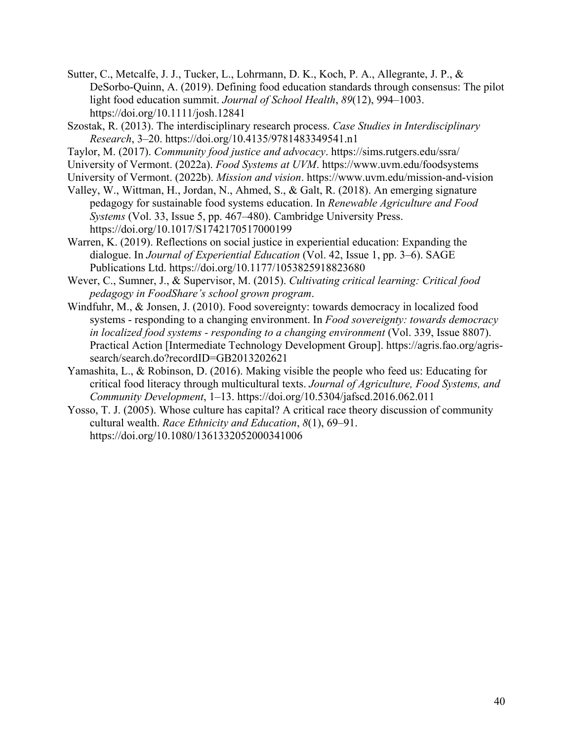Sutter, C., Metcalfe, J. J., Tucker, L., Lohrmann, D. K., Koch, P. A., Allegrante, J. P., & DeSorbo-Quinn, A. (2019). Defining food education standards through consensus: The pilot light food education summit. *Journal of School Health*, *89*(12), 994–1003. https://doi.org/10.1111/josh.12841

Szostak, R. (2013). The interdisciplinary research process. *Case Studies in Interdisciplinary Research*, 3–20. https://doi.org/10.4135/9781483349541.n1

Taylor, M. (2017). *Community food justice and advocacy*. https://sims.rutgers.edu/ssra/

University of Vermont. (2022a). *Food Systems at UVM*. https://www.uvm.edu/foodsystems

University of Vermont. (2022b). *Mission and vision*. https://www.uvm.edu/mission-and-vision

Valley, W., Wittman, H., Jordan, N., Ahmed, S., & Galt, R. (2018). An emerging signature pedagogy for sustainable food systems education. In *Renewable Agriculture and Food Systems* (Vol. 33, Issue 5, pp. 467–480). Cambridge University Press. https://doi.org/10.1017/S1742170517000199

Warren, K. (2019). Reflections on social justice in experiential education: Expanding the dialogue. In *Journal of Experiential Education* (Vol. 42, Issue 1, pp. 3–6). SAGE Publications Ltd. https://doi.org/10.1177/1053825918823680

Wever, C., Sumner, J., & Supervisor, M. (2015). *Cultivating critical learning: Critical food pedagogy in FoodShare's school grown program*.

Windfuhr, M., & Jonsen, J. (2010). Food sovereignty: towards democracy in localized food systems - responding to a changing environment. In *Food sovereignty: towards democracy in localized food systems - responding to a changing environment* (Vol. 339, Issue 8807). Practical Action [Intermediate Technology Development Group]. https://agris.fao.org/agris-search/search.do?recordID=GB2013202621

Yamashita, L., & Robinson, D. (2016). Making visible the people who feed us: Educating for critical food literacy through multicultural texts. *Journal of Agriculture, Food Systems, and Community Development*, 1–13. https://doi.org/10.5304/jafscd.2016.062.011

Yosso, T. J. (2005). Whose culture has capital? A critical race theory discussion of community cultural wealth. *Race Ethnicity and Education*, *8*(1), 69–91. https://doi.org/10.1080/1361332052000341006